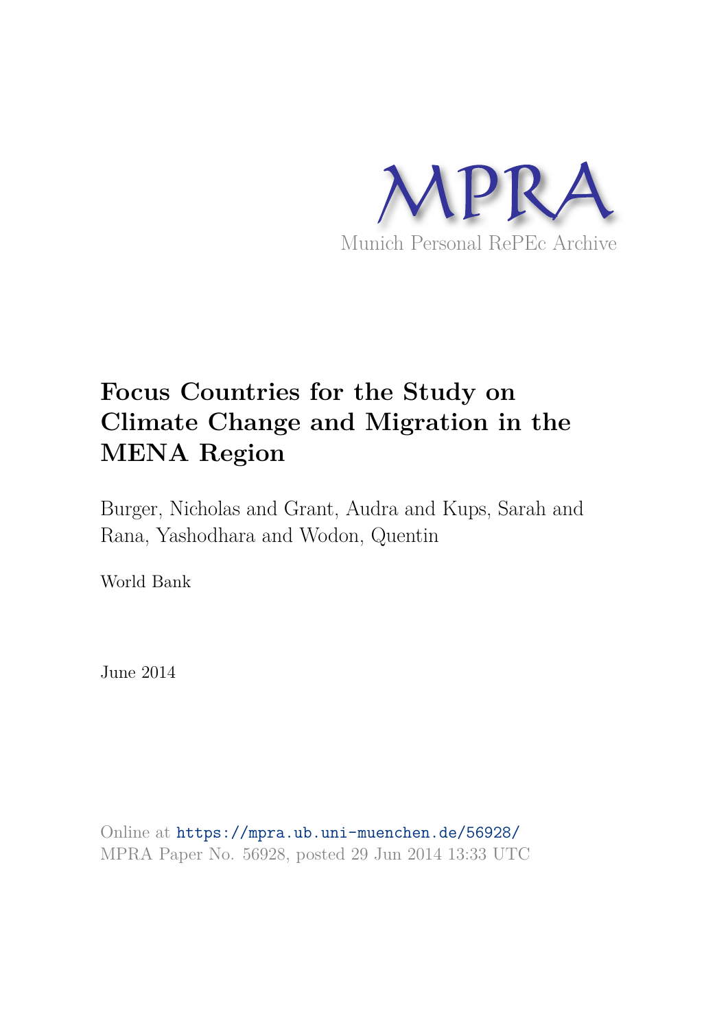MPRA

Munich Personal RePEc Archive

# Focus Countries for the Study on Climate Change and Migration in the MENA Region

Burger, Nicholas and Grant, Audra and Kups, Sarah and Rana, Yashodhara and Wodon, Quentin

World Bank

June 2014

Online at https://mpra.ub.uni-muenchen.de/56928/
MPRA Paper No. 56928, posted 29 Jun 2014 13:33 UTC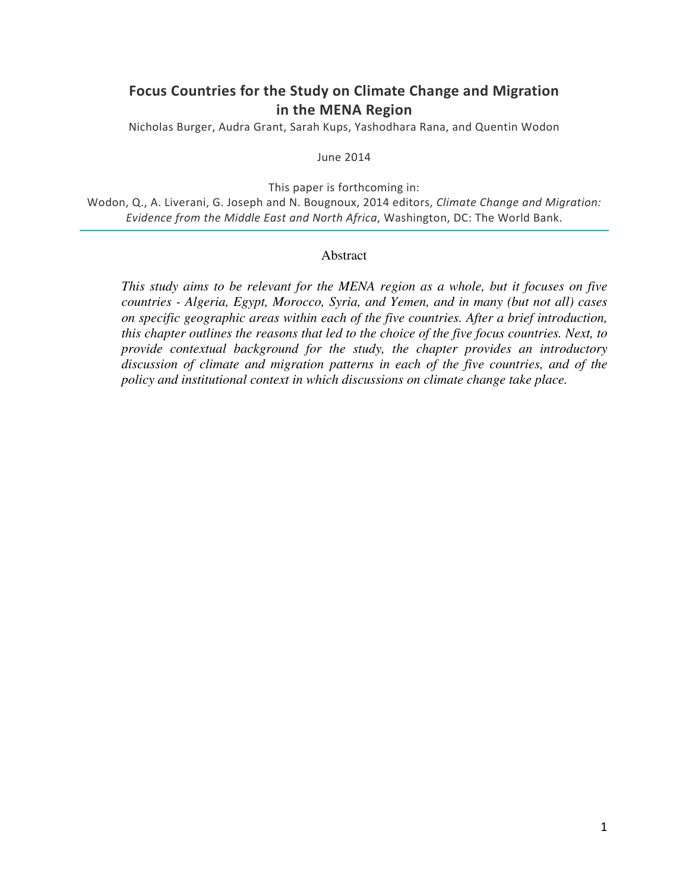# Focus Countries for the Study on Climate Change and Migration in the MENA Region

Nicholas Burger, Audra Grant, Sarah Kups, Yashodhara Rana, and Quentin Wodon

June 2014

This paper is forthcoming in:
Wodon, Q., A. Liverani, G. Joseph and N. Bougnoux, 2014 editors, *Climate Change and Migration: Evidence from the Middle East and North Africa*, Washington, DC: The World Bank.

## Abstract

*This study aims to be relevant for the MENA region as a whole, but it focuses on five countries - Algeria, Egypt, Morocco, Syria, and Yemen, and in many (but not all) cases on specific geographic areas within each of the five countries. After a brief introduction, this chapter outlines the reasons that led to the choice of the five focus countries. Next, to provide contextual background for the study, the chapter provides an introductory discussion of climate and migration patterns in each of the five countries, and of the policy and institutional context in which discussions on climate change take place.*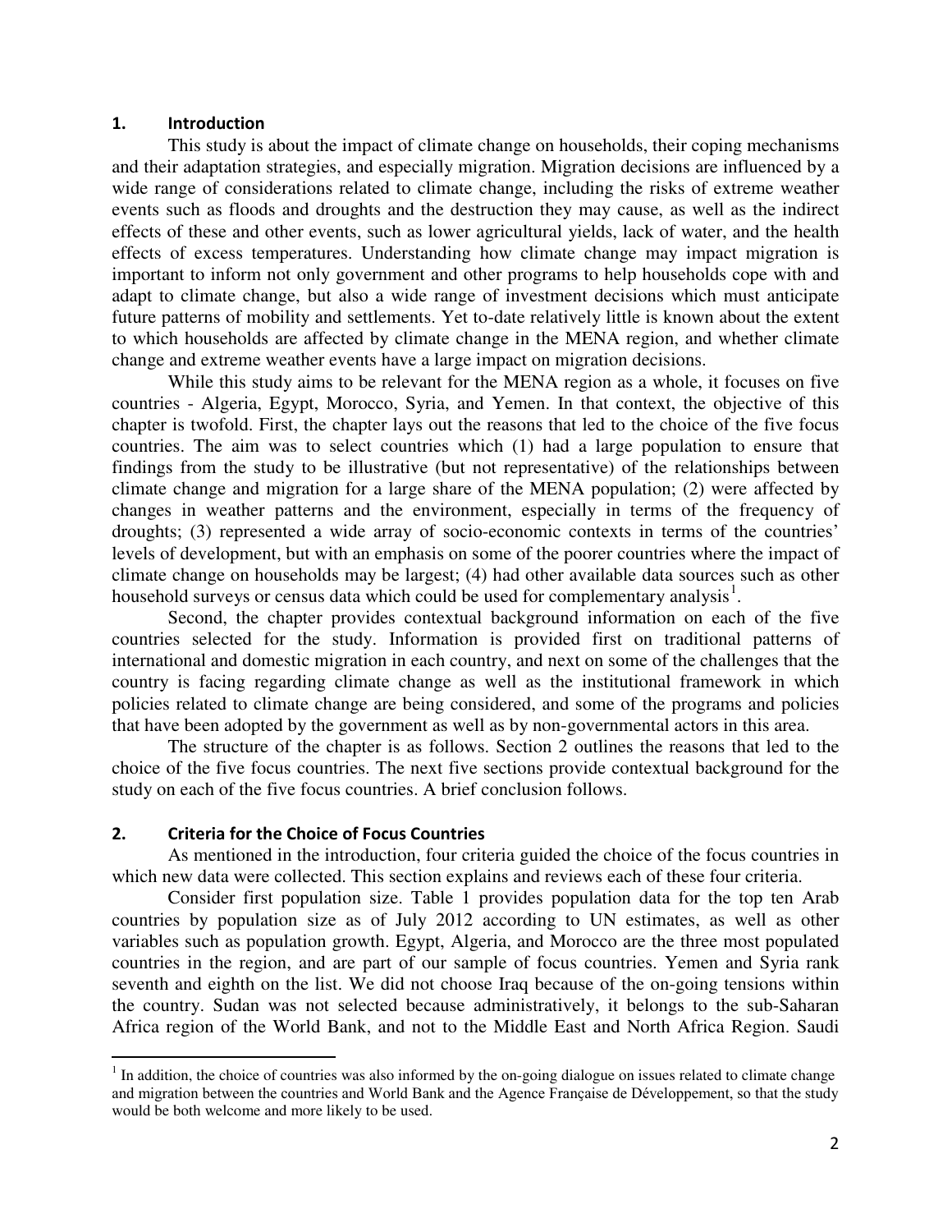## 1. Introduction

This study is about the impact of climate change on households, their coping mechanisms and their adaptation strategies, and especially migration. Migration decisions are influenced by a wide range of considerations related to climate change, including the risks of extreme weather events such as floods and droughts and the destruction they may cause, as well as the indirect effects of these and other events, such as lower agricultural yields, lack of water, and the health effects of excess temperatures. Understanding how climate change may impact migration is important to inform not only government and other programs to help households cope with and adapt to climate change, but also a wide range of investment decisions which must anticipate future patterns of mobility and settlements. Yet to-date relatively little is known about the extent to which households are affected by climate change in the MENA region, and whether climate change and extreme weather events have a large impact on migration decisions.

While this study aims to be relevant for the MENA region as a whole, it focuses on five countries - Algeria, Egypt, Morocco, Syria, and Yemen. In that context, the objective of this chapter is twofold. First, the chapter lays out the reasons that led to the choice of the five focus countries. The aim was to select countries which (1) had a large population to ensure that findings from the study to be illustrative (but not representative) of the relationships between climate change and migration for a large share of the MENA population; (2) were affected by changes in weather patterns and the environment, especially in terms of the frequency of droughts; (3) represented a wide array of socio-economic contexts in terms of the countries' levels of development, but with an emphasis on some of the poorer countries where the impact of climate change on households may be largest; (4) had other available data sources such as other household surveys or census data which could be used for complementary analysis[1].

Second, the chapter provides contextual background information on each of the five countries selected for the study. Information is provided first on traditional patterns of international and domestic migration in each country, and next on some of the challenges that the country is facing regarding climate change as well as the institutional framework in which policies related to climate change are being considered, and some of the programs and policies that have been adopted by the government as well as by non-governmental actors in this area.

The structure of the chapter is as follows. Section 2 outlines the reasons that led to the choice of the five focus countries. The next five sections provide contextual background for the study on each of the five focus countries. A brief conclusion follows.

## 2. Criteria for the Choice of Focus Countries

As mentioned in the introduction, four criteria guided the choice of the focus countries in which new data were collected. This section explains and reviews each of these four criteria.

Consider first population size. Table 1 provides population data for the top ten Arab countries by population size as of July 2012 according to UN estimates, as well as other variables such as population growth. Egypt, Algeria, and Morocco are the three most populated countries in the region, and are part of our sample of focus countries. Yemen and Syria rank seventh and eighth on the list. We did not choose Iraq because of the on-going tensions within the country. Sudan was not selected because administratively, it belongs to the sub-Saharan Africa region of the World Bank, and not to the Middle East and North Africa Region. Saudi

[1] In addition, the choice of countries was also informed by the on-going dialogue on issues related to climate change and migration between the countries and World Bank and the Agence Française de Développement, so that the study would be both welcome and more likely to be used.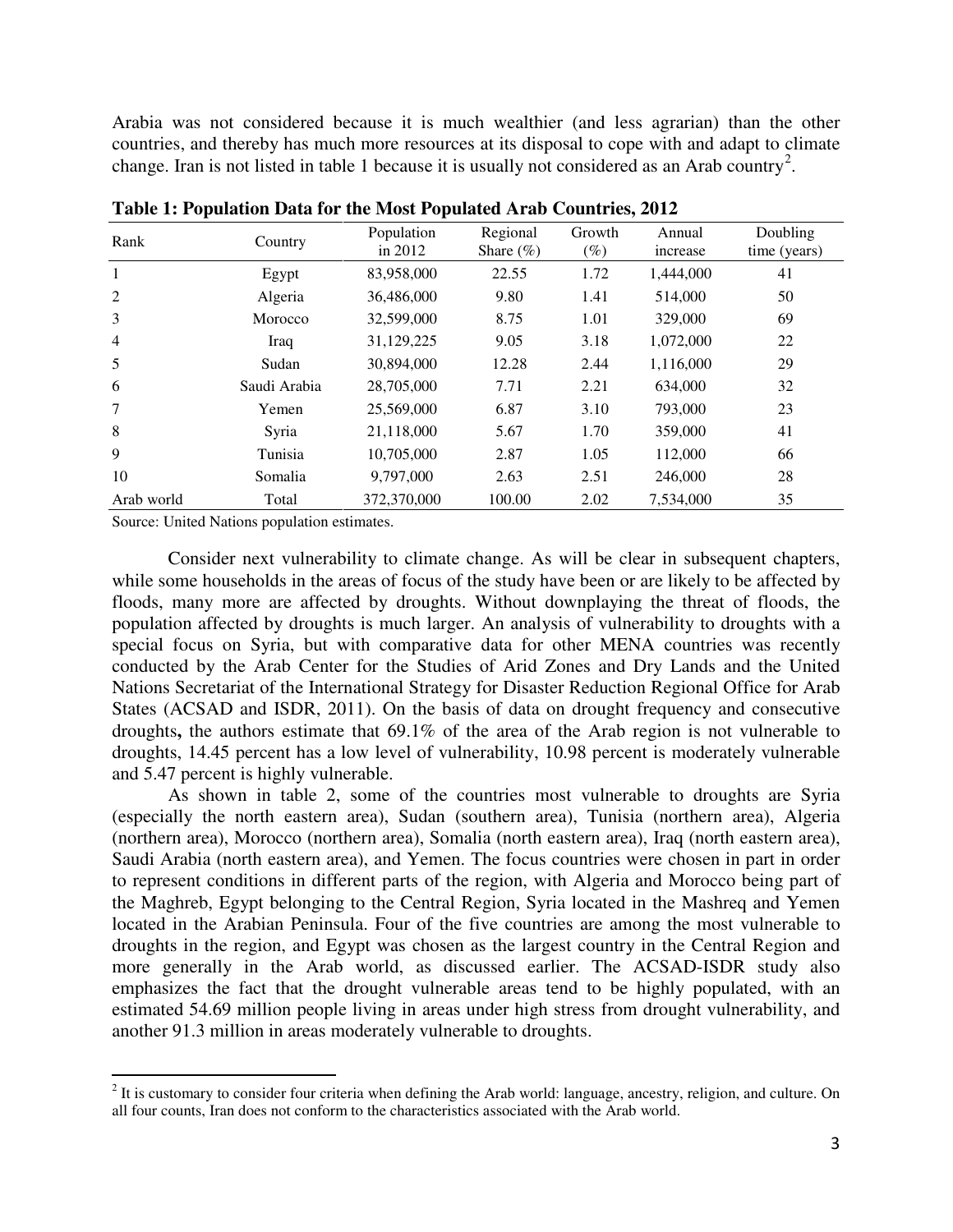Arabia was not considered because it is much wealthier (and less agrarian) than the other countries, and thereby has much more resources at its disposal to cope with and adapt to climate change. Iran is not listed in table 1 because it is usually not considered as an Arab country[2].

**Table 1: Population Data for the Most Populated Arab Countries, 2012**

| Rank | Country | Population in 2012 | Regional Share (%) | Growth (%) | Annual increase | Doubling time (years) |
|---|---|---|---|---|---|---|
| 1 | Egypt | 83,958,000 | 22.55 | 1.72 | 1,444,000 | 41 |
| 2 | Algeria | 36,486,000 | 9.80 | 1.41 | 514,000 | 50 |
| 3 | Morocco | 32,599,000 | 8.75 | 1.01 | 329,000 | 69 |
| 4 | Iraq | 31,129,225 | 9.05 | 3.18 | 1,072,000 | 22 |
| 5 | Sudan | 30,894,000 | 12.28 | 2.44 | 1,116,000 | 29 |
| 6 | Saudi Arabia | 28,705,000 | 7.71 | 2.21 | 634,000 | 32 |
| 7 | Yemen | 25,569,000 | 6.87 | 3.10 | 793,000 | 23 |
| 8 | Syria | 21,118,000 | 5.67 | 1.70 | 359,000 | 41 |
| 9 | Tunisia | 10,705,000 | 2.87 | 1.05 | 112,000 | 66 |
| 10 | Somalia | 9,797,000 | 2.63 | 2.51 | 246,000 | 28 |
| Arab world | Total | 372,370,000 | 100.00 | 2.02 | 7,534,000 | 35 |

Source: United Nations population estimates.

Consider next vulnerability to climate change. As will be clear in subsequent chapters, while some households in the areas of focus of the study have been or are likely to be affected by floods, many more are affected by droughts. Without downplaying the threat of floods, the population affected by droughts is much larger. An analysis of vulnerability to droughts with a special focus on Syria, but with comparative data for other MENA countries was recently conducted by the Arab Center for the Studies of Arid Zones and Dry Lands and the United Nations Secretariat of the International Strategy for Disaster Reduction Regional Office for Arab States (ACSAD and ISDR, 2011). On the basis of data on drought frequency and consecutive droughts**,** the authors estimate that 69.1% of the area of the Arab region is not vulnerable to droughts, 14.45 percent has a low level of vulnerability, 10.98 percent is moderately vulnerable and 5.47 percent is highly vulnerable.

As shown in table 2, some of the countries most vulnerable to droughts are Syria (especially the north eastern area), Sudan (southern area), Tunisia (northern area), Algeria (northern area), Morocco (northern area), Somalia (north eastern area), Iraq (north eastern area), Saudi Arabia (north eastern area), and Yemen. The focus countries were chosen in part in order to represent conditions in different parts of the region, with Algeria and Morocco being part of the Maghreb, Egypt belonging to the Central Region, Syria located in the Mashreq and Yemen located in the Arabian Peninsula. Four of the five countries are among the most vulnerable to droughts in the region, and Egypt was chosen as the largest country in the Central Region and more generally in the Arab world, as discussed earlier. The ACSAD-ISDR study also emphasizes the fact that the drought vulnerable areas tend to be highly populated, with an estimated 54.69 million people living in areas under high stress from drought vulnerability, and another 91.3 million in areas moderately vulnerable to droughts.

[2] It is customary to consider four criteria when defining the Arab world: language, ancestry, religion, and culture. On all four counts, Iran does not conform to the characteristics associated with the Arab world.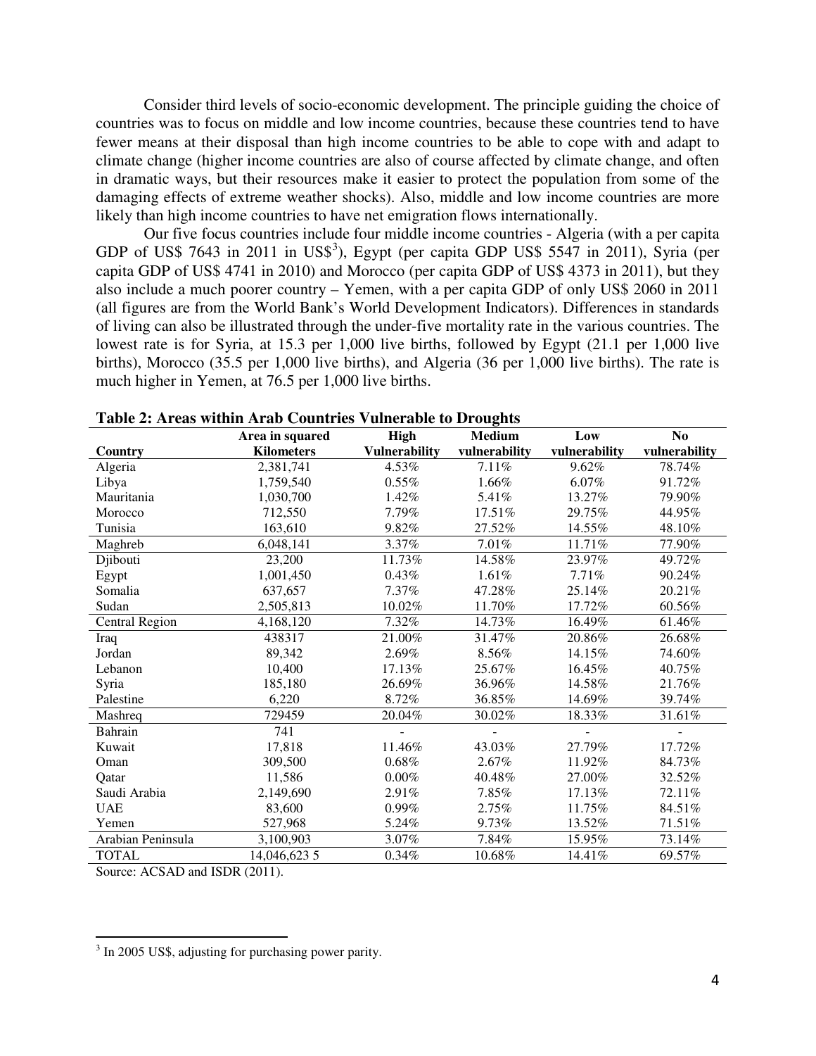Consider third levels of socio-economic development. The principle guiding the choice of countries was to focus on middle and low income countries, because these countries tend to have fewer means at their disposal than high income countries to be able to cope with and adapt to climate change (higher income countries are also of course affected by climate change, and often in dramatic ways, but their resources make it easier to protect the population from some of the damaging effects of extreme weather shocks). Also, middle and low income countries are more likely than high income countries to have net emigration flows internationally.

Our five focus countries include four middle income countries - Algeria (with a per capita GDP of US$ 7643 in 2011 in US$[3]), Egypt (per capita GDP US$ 5547 in 2011), Syria (per capita GDP of US$ 4741 in 2010) and Morocco (per capita GDP of US$ 4373 in 2011), but they also include a much poorer country – Yemen, with a per capita GDP of only US$ 2060 in 2011 (all figures are from the World Bank's World Development Indicators). Differences in standards of living can also be illustrated through the under-five mortality rate in the various countries. The lowest rate is for Syria, at 15.3 per 1,000 live births, followed by Egypt (21.1 per 1,000 live births), Morocco (35.5 per 1,000 live births), and Algeria (36 per 1,000 live births). The rate is much higher in Yemen, at 76.5 per 1,000 live births.

**Table 2: Areas within Arab Countries Vulnerable to Droughts**

| Country | Area in squared Kilometers | High Vulnerability | Medium vulnerability | Low vulnerability | No vulnerability |
|---|---|---|---|---|---|
| Algeria | 2,381,741 | 4.53% | 7.11% | 9.62% | 78.74% |
| Libya | 1,759,540 | 0.55% | 1.66% | 6.07% | 91.72% |
| Mauritania | 1,030,700 | 1.42% | 5.41% | 13.27% | 79.90% |
| Morocco | 712,550 | 7.79% | 17.51% | 29.75% | 44.95% |
| Tunisia | 163,610 | 9.82% | 27.52% | 14.55% | 48.10% |
| Maghreb | 6,048,141 | 3.37% | 7.01% | 11.71% | 77.90% |
| Djibouti | 23,200 | 11.73% | 14.58% | 23.97% | 49.72% |
| Egypt | 1,001,450 | 0.43% | 1.61% | 7.71% | 90.24% |
| Somalia | 637,657 | 7.37% | 47.28% | 25.14% | 20.21% |
| Sudan | 2,505,813 | 10.02% | 11.70% | 17.72% | 60.56% |
| Central Region | 4,168,120 | 7.32% | 14.73% | 16.49% | 61.46% |
| Iraq | 438317 | 21.00% | 31.47% | 20.86% | 26.68% |
| Jordan | 89,342 | 2.69% | 8.56% | 14.15% | 74.60% |
| Lebanon | 10,400 | 17.13% | 25.67% | 16.45% | 40.75% |
| Syria | 185,180 | 26.69% | 36.96% | 14.58% | 21.76% |
| Palestine | 6,220 | 8.72% | 36.85% | 14.69% | 39.74% |
| Mashreq | 729459 | 20.04% | 30.02% | 18.33% | 31.61% |
| Bahrain | 741 | - | - | - | - |
| Kuwait | 17,818 | 11.46% | 43.03% | 27.79% | 17.72% |
| Oman | 309,500 | 0.68% | 2.67% | 11.92% | 84.73% |
| Qatar | 11,586 | 0.00% | 40.48% | 27.00% | 32.52% |
| Saudi Arabia | 2,149,690 | 2.91% | 7.85% | 17.13% | 72.11% |
| UAE | 83,600 | 0.99% | 2.75% | 11.75% | 84.51% |
| Yemen | 527,968 | 5.24% | 9.73% | 13.52% | 71.51% |
| Arabian Peninsula | 3,100,903 | 3.07% | 7.84% | 15.95% | 73.14% |
| TOTAL | 14,046,623 5 | 0.34% | 10.68% | 14.41% | 69.57% |

Source: ACSAD and ISDR (2011).

[3] In 2005 US$, adjusting for purchasing power parity.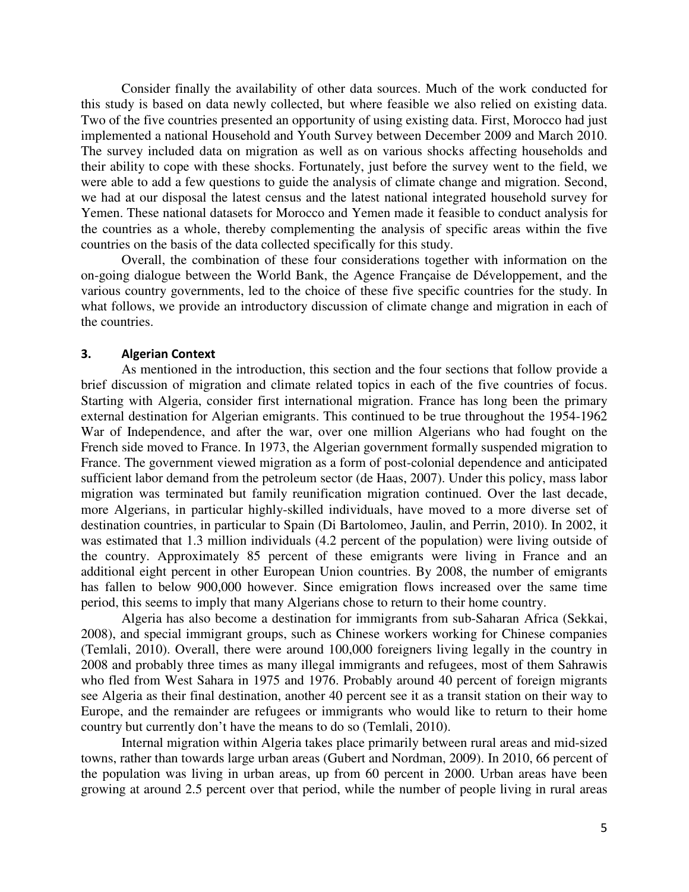Consider finally the availability of other data sources. Much of the work conducted for this study is based on data newly collected, but where feasible we also relied on existing data. Two of the five countries presented an opportunity of using existing data. First, Morocco had just implemented a national Household and Youth Survey between December 2009 and March 2010. The survey included data on migration as well as on various shocks affecting households and their ability to cope with these shocks. Fortunately, just before the survey went to the field, we were able to add a few questions to guide the analysis of climate change and migration. Second, we had at our disposal the latest census and the latest national integrated household survey for Yemen. These national datasets for Morocco and Yemen made it feasible to conduct analysis for the countries as a whole, thereby complementing the analysis of specific areas within the five countries on the basis of the data collected specifically for this study.

Overall, the combination of these four considerations together with information on the on-going dialogue between the World Bank, the Agence Française de Développement, and the various country governments, led to the choice of these five specific countries for the study. In what follows, we provide an introductory discussion of climate change and migration in each of the countries.

## 3. Algerian Context

As mentioned in the introduction, this section and the four sections that follow provide a brief discussion of migration and climate related topics in each of the five countries of focus. Starting with Algeria, consider first international migration. France has long been the primary external destination for Algerian emigrants. This continued to be true throughout the 1954-1962 War of Independence, and after the war, over one million Algerians who had fought on the French side moved to France. In 1973, the Algerian government formally suspended migration to France. The government viewed migration as a form of post-colonial dependence and anticipated sufficient labor demand from the petroleum sector (de Haas, 2007). Under this policy, mass labor migration was terminated but family reunification migration continued. Over the last decade, more Algerians, in particular highly-skilled individuals, have moved to a more diverse set of destination countries, in particular to Spain (Di Bartolomeo, Jaulin, and Perrin, 2010). In 2002, it was estimated that 1.3 million individuals (4.2 percent of the population) were living outside of the country. Approximately 85 percent of these emigrants were living in France and an additional eight percent in other European Union countries. By 2008, the number of emigrants has fallen to below 900,000 however. Since emigration flows increased over the same time period, this seems to imply that many Algerians chose to return to their home country.

Algeria has also become a destination for immigrants from sub-Saharan Africa (Sekkai, 2008), and special immigrant groups, such as Chinese workers working for Chinese companies (Temlali, 2010). Overall, there were around 100,000 foreigners living legally in the country in 2008 and probably three times as many illegal immigrants and refugees, most of them Sahrawis who fled from West Sahara in 1975 and 1976. Probably around 40 percent of foreign migrants see Algeria as their final destination, another 40 percent see it as a transit station on their way to Europe, and the remainder are refugees or immigrants who would like to return to their home country but currently don't have the means to do so (Temlali, 2010).

Internal migration within Algeria takes place primarily between rural areas and mid-sized towns, rather than towards large urban areas (Gubert and Nordman, 2009). In 2010, 66 percent of the population was living in urban areas, up from 60 percent in 2000. Urban areas have been growing at around 2.5 percent over that period, while the number of people living in rural areas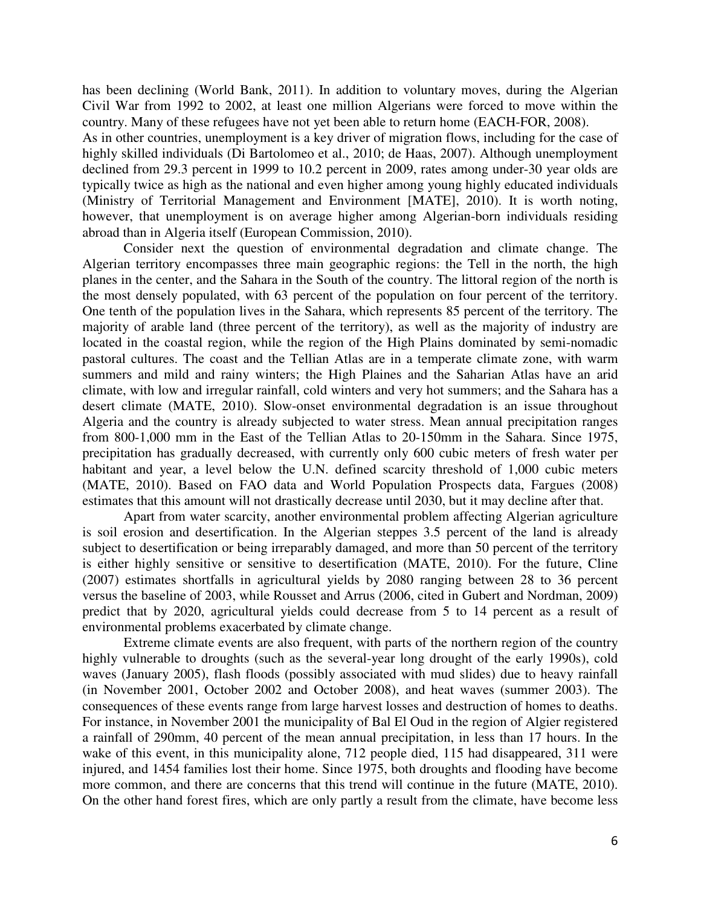has been declining (World Bank, 2011). In addition to voluntary moves, during the Algerian Civil War from 1992 to 2002, at least one million Algerians were forced to move within the country. Many of these refugees have not yet been able to return home (EACH-FOR, 2008).

As in other countries, unemployment is a key driver of migration flows, including for the case of highly skilled individuals (Di Bartolomeo et al., 2010; de Haas, 2007). Although unemployment declined from 29.3 percent in 1999 to 10.2 percent in 2009, rates among under-30 year olds are typically twice as high as the national and even higher among young highly educated individuals (Ministry of Territorial Management and Environment [MATE], 2010). It is worth noting, however, that unemployment is on average higher among Algerian-born individuals residing abroad than in Algeria itself (European Commission, 2010).

Consider next the question of environmental degradation and climate change. The Algerian territory encompasses three main geographic regions: the Tell in the north, the high planes in the center, and the Sahara in the South of the country. The littoral region of the north is the most densely populated, with 63 percent of the population on four percent of the territory. One tenth of the population lives in the Sahara, which represents 85 percent of the territory. The majority of arable land (three percent of the territory), as well as the majority of industry are located in the coastal region, while the region of the High Plains dominated by semi-nomadic pastoral cultures. The coast and the Tellian Atlas are in a temperate climate zone, with warm summers and mild and rainy winters; the High Plaines and the Saharian Atlas have an arid climate, with low and irregular rainfall, cold winters and very hot summers; and the Sahara has a desert climate (MATE, 2010). Slow-onset environmental degradation is an issue throughout Algeria and the country is already subjected to water stress. Mean annual precipitation ranges from 800-1,000 mm in the East of the Tellian Atlas to 20-150mm in the Sahara. Since 1975, precipitation has gradually decreased, with currently only 600 cubic meters of fresh water per habitant and year, a level below the U.N. defined scarcity threshold of 1,000 cubic meters (MATE, 2010). Based on FAO data and World Population Prospects data, Fargues (2008) estimates that this amount will not drastically decrease until 2030, but it may decline after that.

Apart from water scarcity, another environmental problem affecting Algerian agriculture is soil erosion and desertification. In the Algerian steppes 3.5 percent of the land is already subject to desertification or being irreparably damaged, and more than 50 percent of the territory is either highly sensitive or sensitive to desertification (MATE, 2010). For the future, Cline (2007) estimates shortfalls in agricultural yields by 2080 ranging between 28 to 36 percent versus the baseline of 2003, while Rousset and Arrus (2006, cited in Gubert and Nordman, 2009) predict that by 2020, agricultural yields could decrease from 5 to 14 percent as a result of environmental problems exacerbated by climate change.

Extreme climate events are also frequent, with parts of the northern region of the country highly vulnerable to droughts (such as the several-year long drought of the early 1990s), cold waves (January 2005), flash floods (possibly associated with mud slides) due to heavy rainfall (in November 2001, October 2002 and October 2008), and heat waves (summer 2003). The consequences of these events range from large harvest losses and destruction of homes to deaths. For instance, in November 2001 the municipality of Bal El Oud in the region of Algier registered a rainfall of 290mm, 40 percent of the mean annual precipitation, in less than 17 hours. In the wake of this event, in this municipality alone, 712 people died, 115 had disappeared, 311 were injured, and 1454 families lost their home. Since 1975, both droughts and flooding have become more common, and there are concerns that this trend will continue in the future (MATE, 2010). On the other hand forest fires, which are only partly a result from the climate, have become less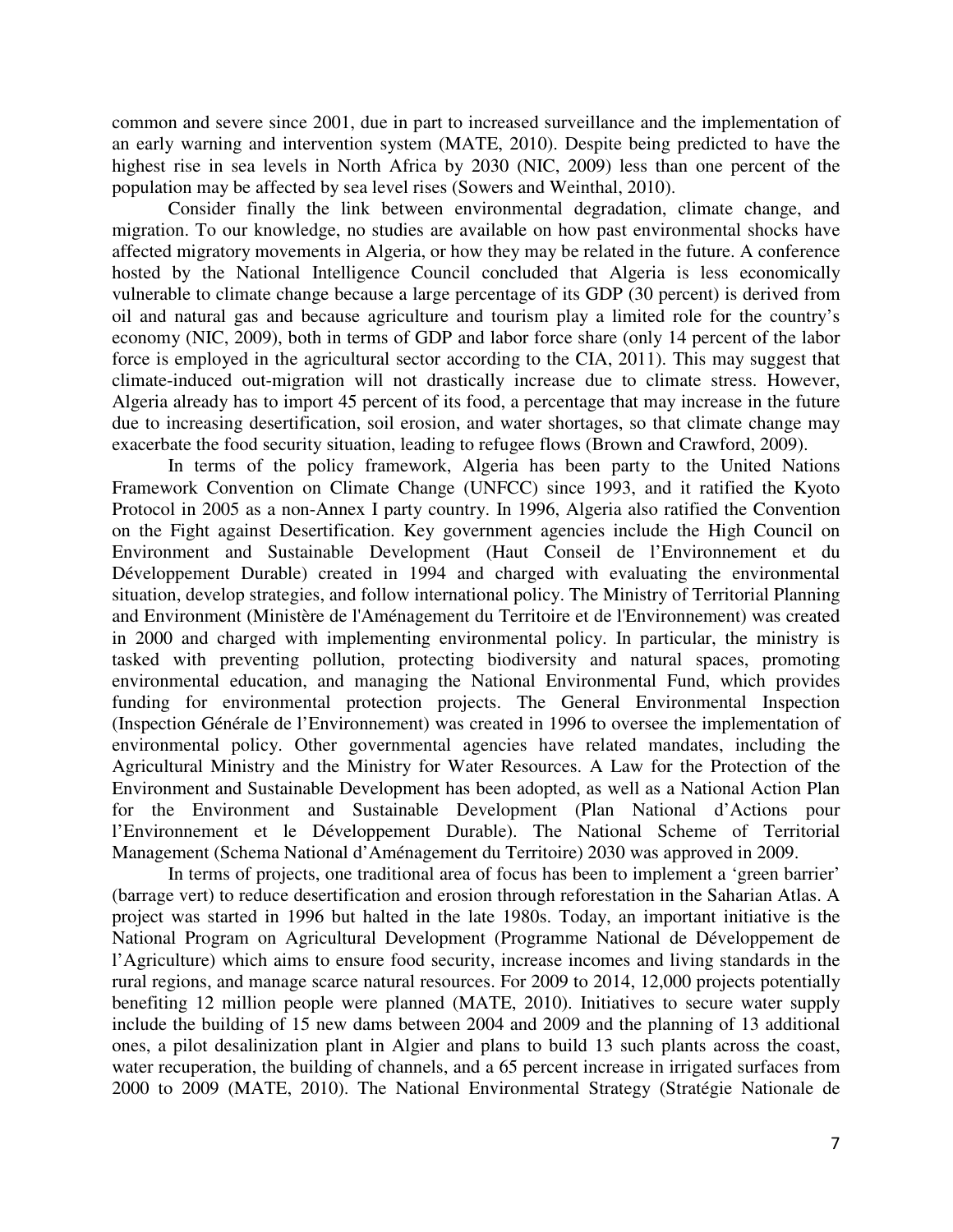common and severe since 2001, due in part to increased surveillance and the implementation of an early warning and intervention system (MATE, 2010). Despite being predicted to have the highest rise in sea levels in North Africa by 2030 (NIC, 2009) less than one percent of the population may be affected by sea level rises (Sowers and Weinthal, 2010).

Consider finally the link between environmental degradation, climate change, and migration. To our knowledge, no studies are available on how past environmental shocks have affected migratory movements in Algeria, or how they may be related in the future. A conference hosted by the National Intelligence Council concluded that Algeria is less economically vulnerable to climate change because a large percentage of its GDP (30 percent) is derived from oil and natural gas and because agriculture and tourism play a limited role for the country's economy (NIC, 2009), both in terms of GDP and labor force share (only 14 percent of the labor force is employed in the agricultural sector according to the CIA, 2011). This may suggest that climate-induced out-migration will not drastically increase due to climate stress. However, Algeria already has to import 45 percent of its food, a percentage that may increase in the future due to increasing desertification, soil erosion, and water shortages, so that climate change may exacerbate the food security situation, leading to refugee flows (Brown and Crawford, 2009).

In terms of the policy framework, Algeria has been party to the United Nations Framework Convention on Climate Change (UNFCC) since 1993, and it ratified the Kyoto Protocol in 2005 as a non-Annex I party country. In 1996, Algeria also ratified the Convention on the Fight against Desertification. Key government agencies include the High Council on Environment and Sustainable Development (Haut Conseil de l'Environnement et du Développement Durable) created in 1994 and charged with evaluating the environmental situation, develop strategies, and follow international policy. The Ministry of Territorial Planning and Environment (Ministère de l'Aménagement du Territoire et de l'Environnement) was created in 2000 and charged with implementing environmental policy. In particular, the ministry is tasked with preventing pollution, protecting biodiversity and natural spaces, promoting environmental education, and managing the National Environmental Fund, which provides funding for environmental protection projects. The General Environmental Inspection (Inspection Générale de l'Environnement) was created in 1996 to oversee the implementation of environmental policy. Other governmental agencies have related mandates, including the Agricultural Ministry and the Ministry for Water Resources. A Law for the Protection of the Environment and Sustainable Development has been adopted, as well as a National Action Plan for the Environment and Sustainable Development (Plan National d'Actions pour l'Environnement et le Développement Durable). The National Scheme of Territorial Management (Schema National d'Aménagement du Territoire) 2030 was approved in 2009.

In terms of projects, one traditional area of focus has been to implement a 'green barrier' (barrage vert) to reduce desertification and erosion through reforestation in the Saharian Atlas. A project was started in 1996 but halted in the late 1980s. Today, an important initiative is the National Program on Agricultural Development (Programme National de Développement de l'Agriculture) which aims to ensure food security, increase incomes and living standards in the rural regions, and manage scarce natural resources. For 2009 to 2014, 12,000 projects potentially benefiting 12 million people were planned (MATE, 2010). Initiatives to secure water supply include the building of 15 new dams between 2004 and 2009 and the planning of 13 additional ones, a pilot desalinization plant in Algier and plans to build 13 such plants across the coast, water recuperation, the building of channels, and a 65 percent increase in irrigated surfaces from 2000 to 2009 (MATE, 2010). The National Environmental Strategy (Stratégie Nationale de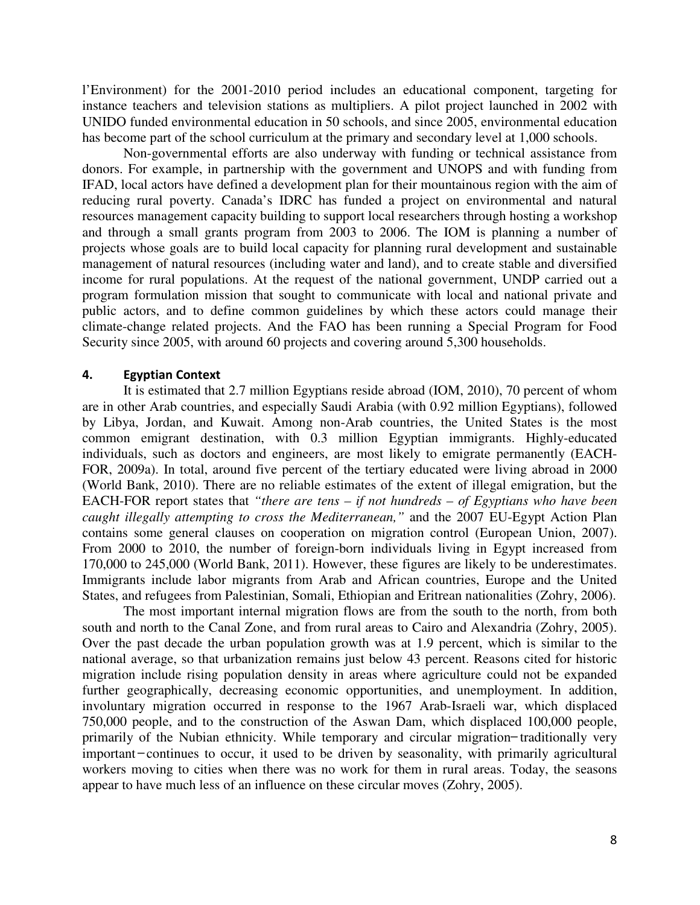l'Environment) for the 2001-2010 period includes an educational component, targeting for instance teachers and television stations as multipliers. A pilot project launched in 2002 with UNIDO funded environmental education in 50 schools, and since 2005, environmental education has become part of the school curriculum at the primary and secondary level at 1,000 schools.

Non-governmental efforts are also underway with funding or technical assistance from donors. For example, in partnership with the government and UNOPS and with funding from IFAD, local actors have defined a development plan for their mountainous region with the aim of reducing rural poverty. Canada's IDRC has funded a project on environmental and natural resources management capacity building to support local researchers through hosting a workshop and through a small grants program from 2003 to 2006. The IOM is planning a number of projects whose goals are to build local capacity for planning rural development and sustainable management of natural resources (including water and land), and to create stable and diversified income for rural populations. At the request of the national government, UNDP carried out a program formulation mission that sought to communicate with local and national private and public actors, and to define common guidelines by which these actors could manage their climate-change related projects. And the FAO has been running a Special Program for Food Security since 2005, with around 60 projects and covering around 5,300 households.

## 4. Egyptian Context

It is estimated that 2.7 million Egyptians reside abroad (IOM, 2010), 70 percent of whom are in other Arab countries, and especially Saudi Arabia (with 0.92 million Egyptians), followed by Libya, Jordan, and Kuwait. Among non-Arab countries, the United States is the most common emigrant destination, with 0.3 million Egyptian immigrants. Highly-educated individuals, such as doctors and engineers, are most likely to emigrate permanently (EACH-FOR, 2009a). In total, around five percent of the tertiary educated were living abroad in 2000 (World Bank, 2010). There are no reliable estimates of the extent of illegal emigration, but the EACH-FOR report states that *"there are tens – if not hundreds – of Egyptians who have been caught illegally attempting to cross the Mediterranean,"* and the 2007 EU-Egypt Action Plan contains some general clauses on cooperation on migration control (European Union, 2007). From 2000 to 2010, the number of foreign-born individuals living in Egypt increased from 170,000 to 245,000 (World Bank, 2011). However, these figures are likely to be underestimates. Immigrants include labor migrants from Arab and African countries, Europe and the United States, and refugees from Palestinian, Somali, Ethiopian and Eritrean nationalities (Zohry, 2006).

The most important internal migration flows are from the south to the north, from both south and north to the Canal Zone, and from rural areas to Cairo and Alexandria (Zohry, 2005). Over the past decade the urban population growth was at 1.9 percent, which is similar to the national average, so that urbanization remains just below 43 percent. Reasons cited for historic migration include rising population density in areas where agriculture could not be expanded further geographically, decreasing economic opportunities, and unemployment. In addition, involuntary migration occurred in response to the 1967 Arab-Israeli war, which displaced 750,000 people, and to the construction of the Aswan Dam, which displaced 100,000 people, primarily of the Nubian ethnicity. While temporary and circular migration−traditionally very important−continues to occur, it used to be driven by seasonality, with primarily agricultural workers moving to cities when there was no work for them in rural areas. Today, the seasons appear to have much less of an influence on these circular moves (Zohry, 2005).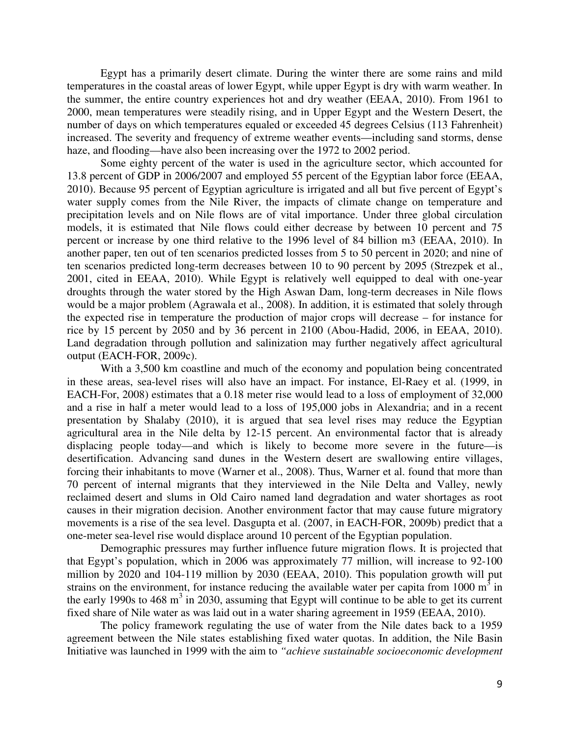Egypt has a primarily desert climate. During the winter there are some rains and mild temperatures in the coastal areas of lower Egypt, while upper Egypt is dry with warm weather. In the summer, the entire country experiences hot and dry weather (EEAA, 2010). From 1961 to 2000, mean temperatures were steadily rising, and in Upper Egypt and the Western Desert, the number of days on which temperatures equaled or exceeded 45 degrees Celsius (113 Fahrenheit) increased. The severity and frequency of extreme weather events—including sand storms, dense haze, and flooding—have also been increasing over the 1972 to 2002 period.

Some eighty percent of the water is used in the agriculture sector, which accounted for 13.8 percent of GDP in 2006/2007 and employed 55 percent of the Egyptian labor force (EEAA, 2010). Because 95 percent of Egyptian agriculture is irrigated and all but five percent of Egypt's water supply comes from the Nile River, the impacts of climate change on temperature and precipitation levels and on Nile flows are of vital importance. Under three global circulation models, it is estimated that Nile flows could either decrease by between 10 percent and 75 percent or increase by one third relative to the 1996 level of 84 billion m3 (EEAA, 2010). In another paper, ten out of ten scenarios predicted losses from 5 to 50 percent in 2020; and nine of ten scenarios predicted long-term decreases between 10 to 90 percent by 2095 (Strezpek et al., 2001, cited in EEAA, 2010). While Egypt is relatively well equipped to deal with one-year droughts through the water stored by the High Aswan Dam, long-term decreases in Nile flows would be a major problem (Agrawala et al., 2008). In addition, it is estimated that solely through the expected rise in temperature the production of major crops will decrease – for instance for rice by 15 percent by 2050 and by 36 percent in 2100 (Abou-Hadid, 2006, in EEAA, 2010). Land degradation through pollution and salinization may further negatively affect agricultural output (EACH-FOR, 2009c).

With a 3,500 km coastline and much of the economy and population being concentrated in these areas, sea-level rises will also have an impact. For instance, El-Raey et al. (1999, in EACH-For, 2008) estimates that a 0.18 meter rise would lead to a loss of employment of 32,000 and a rise in half a meter would lead to a loss of 195,000 jobs in Alexandria; and in a recent presentation by Shalaby (2010), it is argued that sea level rises may reduce the Egyptian agricultural area in the Nile delta by 12-15 percent. An environmental factor that is already displacing people today—and which is likely to become more severe in the future—is desertification. Advancing sand dunes in the Western desert are swallowing entire villages, forcing their inhabitants to move (Warner et al., 2008). Thus, Warner et al. found that more than 70 percent of internal migrants that they interviewed in the Nile Delta and Valley, newly reclaimed desert and slums in Old Cairo named land degradation and water shortages as root causes in their migration decision. Another environment factor that may cause future migratory movements is a rise of the sea level. Dasgupta et al. (2007, in EACH-FOR, 2009b) predict that a one-meter sea-level rise would displace around 10 percent of the Egyptian population.

Demographic pressures may further influence future migration flows. It is projected that that Egypt's population, which in 2006 was approximately 77 million, will increase to 92-100 million by 2020 and 104-119 million by 2030 (EEAA, 2010). This population growth will put strains on the environment, for instance reducing the available water per capita from 1000 $m^3$ in the early 1990s to 468 $m^3$ in 2030, assuming that Egypt will continue to be able to get its current fixed share of Nile water as was laid out in a water sharing agreement in 1959 (EEAA, 2010).

The policy framework regulating the use of water from the Nile dates back to a 1959 agreement between the Nile states establishing fixed water quotas. In addition, the Nile Basin Initiative was launched in 1999 with the aim to *"achieve sustainable socioeconomic development*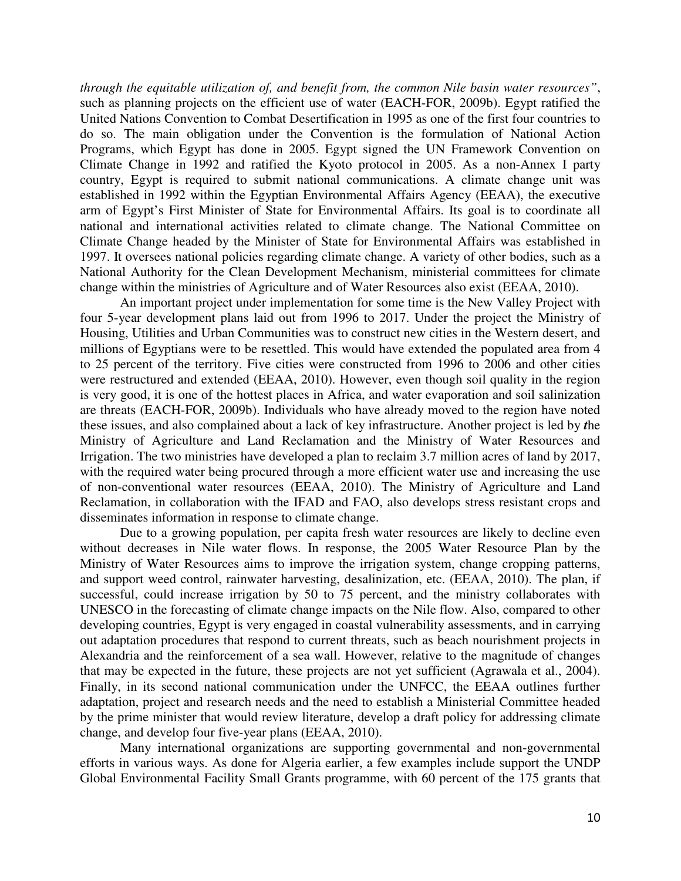*through the equitable utilization of, and benefit from, the common Nile basin water resources"*, such as planning projects on the efficient use of water (EACH-FOR, 2009b). Egypt ratified the United Nations Convention to Combat Desertification in 1995 as one of the first four countries to do so. The main obligation under the Convention is the formulation of National Action Programs, which Egypt has done in 2005. Egypt signed the UN Framework Convention on Climate Change in 1992 and ratified the Kyoto protocol in 2005. As a non-Annex I party country, Egypt is required to submit national communications. A climate change unit was established in 1992 within the Egyptian Environmental Affairs Agency (EEAA), the executive arm of Egypt's First Minister of State for Environmental Affairs. Its goal is to coordinate all national and international activities related to climate change. The National Committee on Climate Change headed by the Minister of State for Environmental Affairs was established in 1997. It oversees national policies regarding climate change. A variety of other bodies, such as a National Authority for the Clean Development Mechanism, ministerial committees for climate change within the ministries of Agriculture and of Water Resources also exist (EEAA, 2010).

An important project under implementation for some time is the New Valley Project with four 5-year development plans laid out from 1996 to 2017. Under the project the Ministry of Housing, Utilities and Urban Communities was to construct new cities in the Western desert, and millions of Egyptians were to be resettled. This would have extended the populated area from 4 to 25 percent of the territory. Five cities were constructed from 1996 to 2006 and other cities were restructured and extended (EEAA, 2010). However, even though soil quality in the region is very good, it is one of the hottest places in Africa, and water evaporation and soil salinization are threats (EACH-FOR, 2009b). Individuals who have already moved to the region have noted these issues, and also complained about a lack of key infrastructure. Another project is led by the Ministry of Agriculture and Land Reclamation and the Ministry of Water Resources and Irrigation. The two ministries have developed a plan to reclaim 3.7 million acres of land by 2017, with the required water being procured through a more efficient water use and increasing the use of non-conventional water resources (EEAA, 2010). The Ministry of Agriculture and Land Reclamation, in collaboration with the IFAD and FAO, also develops stress resistant crops and disseminates information in response to climate change.

Due to a growing population, per capita fresh water resources are likely to decline even without decreases in Nile water flows. In response, the 2005 Water Resource Plan by the Ministry of Water Resources aims to improve the irrigation system, change cropping patterns, and support weed control, rainwater harvesting, desalinization, etc. (EEAA, 2010). The plan, if successful, could increase irrigation by 50 to 75 percent, and the ministry collaborates with UNESCO in the forecasting of climate change impacts on the Nile flow. Also, compared to other developing countries, Egypt is very engaged in coastal vulnerability assessments, and in carrying out adaptation procedures that respond to current threats, such as beach nourishment projects in Alexandria and the reinforcement of a sea wall. However, relative to the magnitude of changes that may be expected in the future, these projects are not yet sufficient (Agrawala et al., 2004). Finally, in its second national communication under the UNFCC, the EEAA outlines further adaptation, project and research needs and the need to establish a Ministerial Committee headed by the prime minister that would review literature, develop a draft policy for addressing climate change, and develop four five-year plans (EEAA, 2010).

Many international organizations are supporting governmental and non-governmental efforts in various ways. As done for Algeria earlier, a few examples include support the UNDP Global Environmental Facility Small Grants programme, with 60 percent of the 175 grants that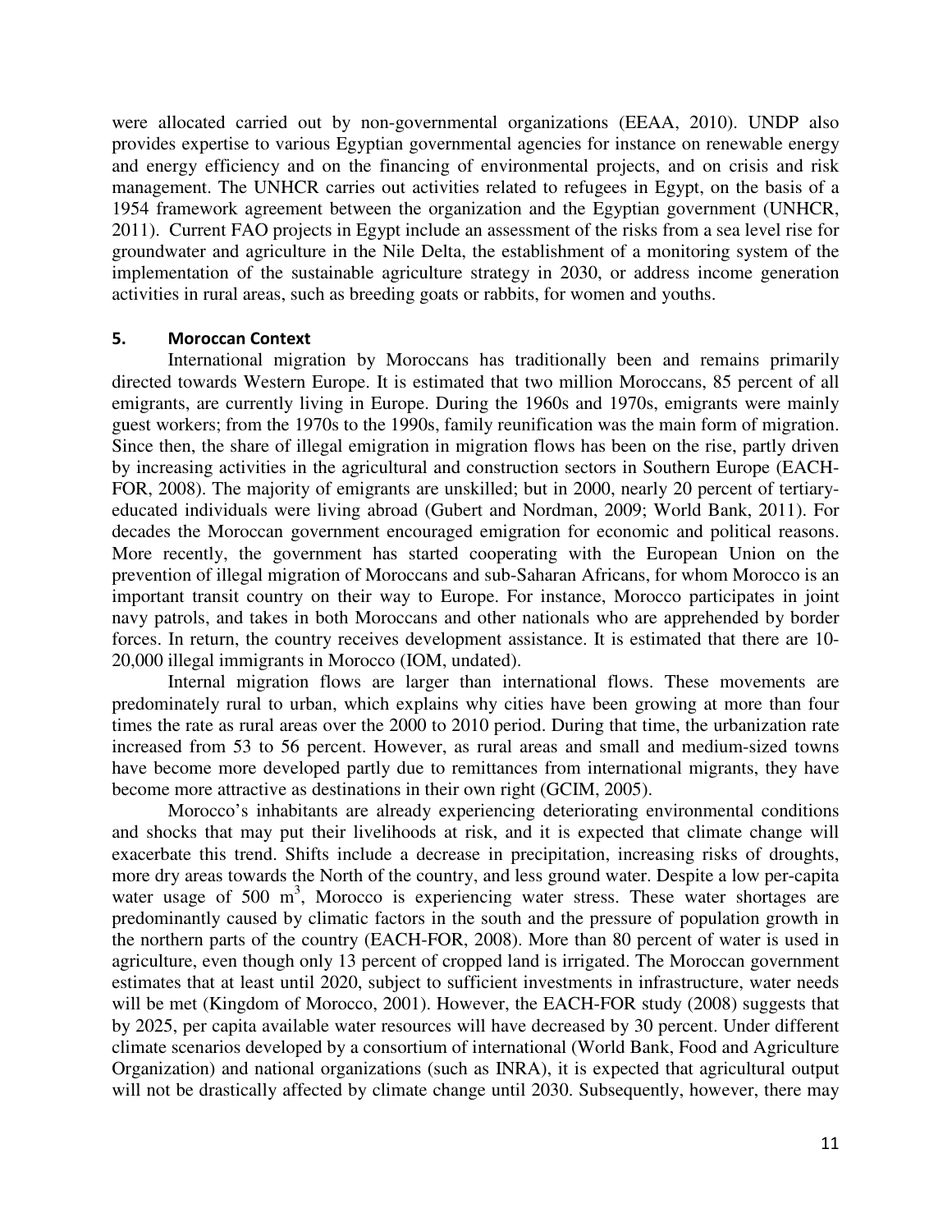were allocated carried out by non-governmental organizations (EEAA, 2010). UNDP also provides expertise to various Egyptian governmental agencies for instance on renewable energy and energy efficiency and on the financing of environmental projects, and on crisis and risk management. The UNHCR carries out activities related to refugees in Egypt, on the basis of a 1954 framework agreement between the organization and the Egyptian government (UNHCR, 2011). Current FAO projects in Egypt include an assessment of the risks from a sea level rise for groundwater and agriculture in the Nile Delta, the establishment of a monitoring system of the implementation of the sustainable agriculture strategy in 2030, or address income generation activities in rural areas, such as breeding goats or rabbits, for women and youths.

## 5. Moroccan Context

International migration by Moroccans has traditionally been and remains primarily directed towards Western Europe. It is estimated that two million Moroccans, 85 percent of all emigrants, are currently living in Europe. During the 1960s and 1970s, emigrants were mainly guest workers; from the 1970s to the 1990s, family reunification was the main form of migration. Since then, the share of illegal emigration in migration flows has been on the rise, partly driven by increasing activities in the agricultural and construction sectors in Southern Europe (EACH-FOR, 2008). The majority of emigrants are unskilled; but in 2000, nearly 20 percent of tertiary-educated individuals were living abroad (Gubert and Nordman, 2009; World Bank, 2011). For decades the Moroccan government encouraged emigration for economic and political reasons. More recently, the government has started cooperating with the European Union on the prevention of illegal migration of Moroccans and sub-Saharan Africans, for whom Morocco is an important transit country on their way to Europe. For instance, Morocco participates in joint navy patrols, and takes in both Moroccans and other nationals who are apprehended by border forces. In return, the country receives development assistance. It is estimated that there are 10-20,000 illegal immigrants in Morocco (IOM, undated).

Internal migration flows are larger than international flows. These movements are predominately rural to urban, which explains why cities have been growing at more than four times the rate as rural areas over the 2000 to 2010 period. During that time, the urbanization rate increased from 53 to 56 percent. However, as rural areas and small and medium-sized towns have become more developed partly due to remittances from international migrants, they have become more attractive as destinations in their own right (GCIM, 2005).

Morocco's inhabitants are already experiencing deteriorating environmental conditions and shocks that may put their livelihoods at risk, and it is expected that climate change will exacerbate this trend. Shifts include a decrease in precipitation, increasing risks of droughts, more dry areas towards the North of the country, and less ground water. Despite a low per-capita water usage of 500 $m^3$, Morocco is experiencing water stress. These water shortages are predominantly caused by climatic factors in the south and the pressure of population growth in the northern parts of the country (EACH-FOR, 2008). More than 80 percent of water is used in agriculture, even though only 13 percent of cropped land is irrigated. The Moroccan government estimates that at least until 2020, subject to sufficient investments in infrastructure, water needs will be met (Kingdom of Morocco, 2001). However, the EACH-FOR study (2008) suggests that by 2025, per capita available water resources will have decreased by 30 percent. Under different climate scenarios developed by a consortium of international (World Bank, Food and Agriculture Organization) and national organizations (such as INRA), it is expected that agricultural output will not be drastically affected by climate change until 2030. Subsequently, however, there may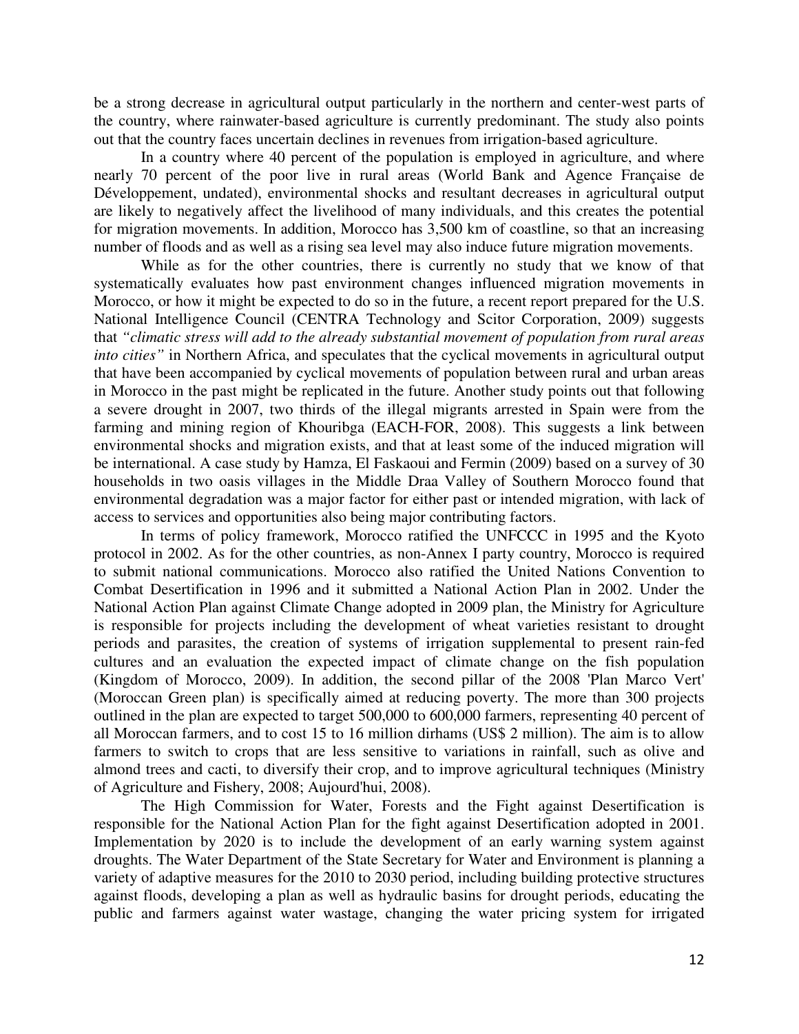be a strong decrease in agricultural output particularly in the northern and center-west parts of the country, where rainwater-based agriculture is currently predominant. The study also points out that the country faces uncertain declines in revenues from irrigation-based agriculture.

In a country where 40 percent of the population is employed in agriculture, and where nearly 70 percent of the poor live in rural areas (World Bank and Agence Française de Développement, undated), environmental shocks and resultant decreases in agricultural output are likely to negatively affect the livelihood of many individuals, and this creates the potential for migration movements. In addition, Morocco has 3,500 km of coastline, so that an increasing number of floods and as well as a rising sea level may also induce future migration movements.

While as for the other countries, there is currently no study that we know of that systematically evaluates how past environment changes influenced migration movements in Morocco, or how it might be expected to do so in the future, a recent report prepared for the U.S. National Intelligence Council (CENTRA Technology and Scitor Corporation, 2009) suggests that *"climatic stress will add to the already substantial movement of population from rural areas into cities"* in Northern Africa, and speculates that the cyclical movements in agricultural output that have been accompanied by cyclical movements of population between rural and urban areas in Morocco in the past might be replicated in the future. Another study points out that following a severe drought in 2007, two thirds of the illegal migrants arrested in Spain were from the farming and mining region of Khouribga (EACH-FOR, 2008). This suggests a link between environmental shocks and migration exists, and that at least some of the induced migration will be international. A case study by Hamza, El Faskaoui and Fermin (2009) based on a survey of 30 households in two oasis villages in the Middle Draa Valley of Southern Morocco found that environmental degradation was a major factor for either past or intended migration, with lack of access to services and opportunities also being major contributing factors.

In terms of policy framework, Morocco ratified the UNFCCC in 1995 and the Kyoto protocol in 2002. As for the other countries, as non-Annex I party country, Morocco is required to submit national communications. Morocco also ratified the United Nations Convention to Combat Desertification in 1996 and it submitted a National Action Plan in 2002. Under the National Action Plan against Climate Change adopted in 2009 plan, the Ministry for Agriculture is responsible for projects including the development of wheat varieties resistant to drought periods and parasites, the creation of systems of irrigation supplemental to present rain-fed cultures and an evaluation the expected impact of climate change on the fish population (Kingdom of Morocco, 2009). In addition, the second pillar of the 2008 'Plan Marco Vert' (Moroccan Green plan) is specifically aimed at reducing poverty. The more than 300 projects outlined in the plan are expected to target 500,000 to 600,000 farmers, representing 40 percent of all Moroccan farmers, and to cost 15 to 16 million dirhams (US$ 2 million). The aim is to allow farmers to switch to crops that are less sensitive to variations in rainfall, such as olive and almond trees and cacti, to diversify their crop, and to improve agricultural techniques (Ministry of Agriculture and Fishery, 2008; Aujourd'hui, 2008).

The High Commission for Water, Forests and the Fight against Desertification is responsible for the National Action Plan for the fight against Desertification adopted in 2001. Implementation by 2020 is to include the development of an early warning system against droughts. The Water Department of the State Secretary for Water and Environment is planning a variety of adaptive measures for the 2010 to 2030 period, including building protective structures against floods, developing a plan as well as hydraulic basins for drought periods, educating the public and farmers against water wastage, changing the water pricing system for irrigated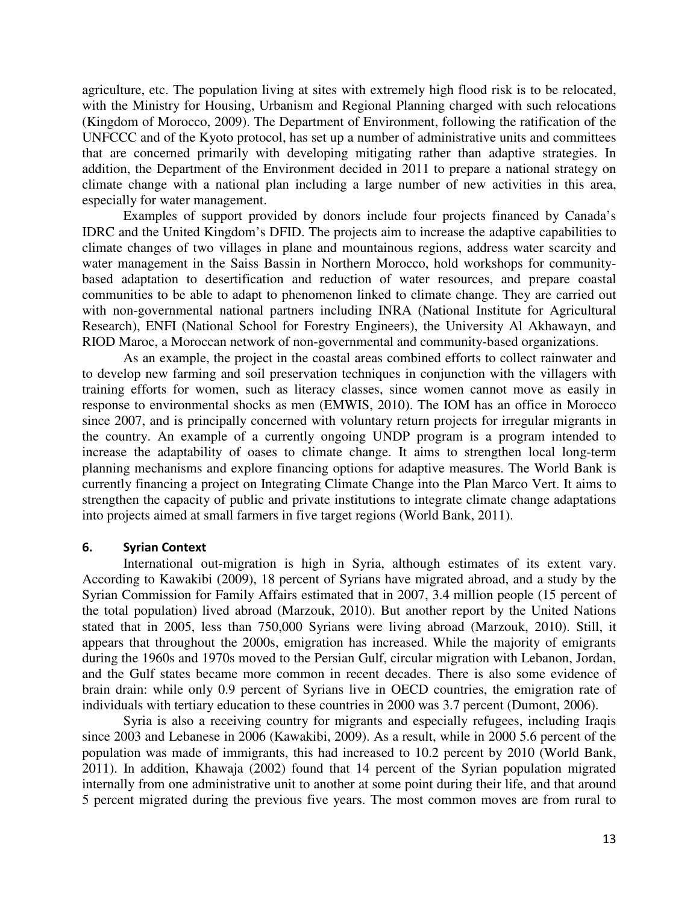agriculture, etc. The population living at sites with extremely high flood risk is to be relocated, with the Ministry for Housing, Urbanism and Regional Planning charged with such relocations (Kingdom of Morocco, 2009). The Department of Environment, following the ratification of the UNFCCC and of the Kyoto protocol, has set up a number of administrative units and committees that are concerned primarily with developing mitigating rather than adaptive strategies. In addition, the Department of the Environment decided in 2011 to prepare a national strategy on climate change with a national plan including a large number of new activities in this area, especially for water management.

Examples of support provided by donors include four projects financed by Canada's IDRC and the United Kingdom's DFID. The projects aim to increase the adaptive capabilities to climate changes of two villages in plane and mountainous regions, address water scarcity and water management in the Saiss Bassin in Northern Morocco, hold workshops for community-based adaptation to desertification and reduction of water resources, and prepare coastal communities to be able to adapt to phenomenon linked to climate change. They are carried out with non-governmental national partners including INRA (National Institute for Agricultural Research), ENFI (National School for Forestry Engineers), the University Al Akhawayn, and RIOD Maroc, a Moroccan network of non-governmental and community-based organizations.

As an example, the project in the coastal areas combined efforts to collect rainwater and to develop new farming and soil preservation techniques in conjunction with the villagers with training efforts for women, such as literacy classes, since women cannot move as easily in response to environmental shocks as men (EMWIS, 2010). The IOM has an office in Morocco since 2007, and is principally concerned with voluntary return projects for irregular migrants in the country. An example of a currently ongoing UNDP program is a program intended to increase the adaptability of oases to climate change. It aims to strengthen local long-term planning mechanisms and explore financing options for adaptive measures. The World Bank is currently financing a project on Integrating Climate Change into the Plan Marco Vert. It aims to strengthen the capacity of public and private institutions to integrate climate change adaptations into projects aimed at small farmers in five target regions (World Bank, 2011).

## 6. Syrian Context

International out-migration is high in Syria, although estimates of its extent vary. According to Kawakibi (2009), 18 percent of Syrians have migrated abroad, and a study by the Syrian Commission for Family Affairs estimated that in 2007, 3.4 million people (15 percent of the total population) lived abroad (Marzouk, 2010). But another report by the United Nations stated that in 2005, less than 750,000 Syrians were living abroad (Marzouk, 2010). Still, it appears that throughout the 2000s, emigration has increased. While the majority of emigrants during the 1960s and 1970s moved to the Persian Gulf, circular migration with Lebanon, Jordan, and the Gulf states became more common in recent decades. There is also some evidence of brain drain: while only 0.9 percent of Syrians live in OECD countries, the emigration rate of individuals with tertiary education to these countries in 2000 was 3.7 percent (Dumont, 2006).

Syria is also a receiving country for migrants and especially refugees, including Iraqis since 2003 and Lebanese in 2006 (Kawakibi, 2009). As a result, while in 2000 5.6 percent of the population was made of immigrants, this had increased to 10.2 percent by 2010 (World Bank, 2011). In addition, Khawaja (2002) found that 14 percent of the Syrian population migrated internally from one administrative unit to another at some point during their life, and that around 5 percent migrated during the previous five years. The most common moves are from rural to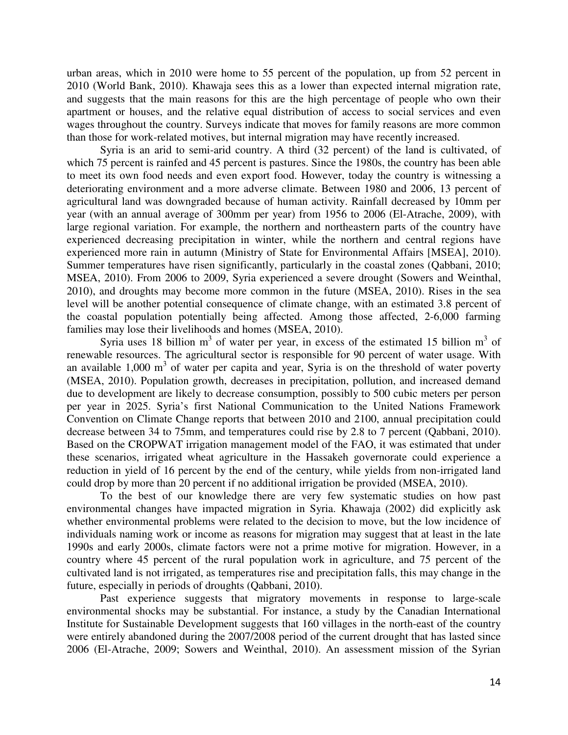urban areas, which in 2010 were home to 55 percent of the population, up from 52 percent in 2010 (World Bank, 2010). Khawaja sees this as a lower than expected internal migration rate, and suggests that the main reasons for this are the high percentage of people who own their apartment or houses, and the relative equal distribution of access to social services and even wages throughout the country. Surveys indicate that moves for family reasons are more common than those for work-related motives, but internal migration may have recently increased.

Syria is an arid to semi-arid country. A third (32 percent) of the land is cultivated, of which 75 percent is rainfed and 45 percent is pastures. Since the 1980s, the country has been able to meet its own food needs and even export food. However, today the country is witnessing a deteriorating environment and a more adverse climate. Between 1980 and 2006, 13 percent of agricultural land was downgraded because of human activity. Rainfall decreased by 10mm per year (with an annual average of 300mm per year) from 1956 to 2006 (El-Atrache, 2009), with large regional variation. For example, the northern and northeastern parts of the country have experienced decreasing precipitation in winter, while the northern and central regions have experienced more rain in autumn (Ministry of State for Environmental Affairs [MSEA], 2010). Summer temperatures have risen significantly, particularly in the coastal zones (Qabbani, 2010; MSEA, 2010). From 2006 to 2009, Syria experienced a severe drought (Sowers and Weinthal, 2010), and droughts may become more common in the future (MSEA, 2010). Rises in the sea level will be another potential consequence of climate change, with an estimated 3.8 percent of the coastal population potentially being affected. Among those affected, 2-6,000 farming families may lose their livelihoods and homes (MSEA, 2010).

Syria uses 18 billion m$^3$ of water per year, in excess of the estimated 15 billion m$^3$ of renewable resources. The agricultural sector is responsible for 90 percent of water usage. With an available 1,000 m$^3$ of water per capita and year, Syria is on the threshold of water poverty (MSEA, 2010). Population growth, decreases in precipitation, pollution, and increased demand due to development are likely to decrease consumption, possibly to 500 cubic meters per person per year in 2025. Syria's first National Communication to the United Nations Framework Convention on Climate Change reports that between 2010 and 2100, annual precipitation could decrease between 34 to 75mm, and temperatures could rise by 2.8 to 7 percent (Qabbani, 2010). Based on the CROPWAT irrigation management model of the FAO, it was estimated that under these scenarios, irrigated wheat agriculture in the Hassakeh governorate could experience a reduction in yield of 16 percent by the end of the century, while yields from non-irrigated land could drop by more than 20 percent if no additional irrigation be provided (MSEA, 2010).

To the best of our knowledge there are very few systematic studies on how past environmental changes have impacted migration in Syria. Khawaja (2002) did explicitly ask whether environmental problems were related to the decision to move, but the low incidence of individuals naming work or income as reasons for migration may suggest that at least in the late 1990s and early 2000s, climate factors were not a prime motive for migration. However, in a country where 45 percent of the rural population work in agriculture, and 75 percent of the cultivated land is not irrigated, as temperatures rise and precipitation falls, this may change in the future, especially in periods of droughts (Qabbani, 2010).

Past experience suggests that migratory movements in response to large-scale environmental shocks may be substantial. For instance, a study by the Canadian International Institute for Sustainable Development suggests that 160 villages in the north-east of the country were entirely abandoned during the 2007/2008 period of the current drought that has lasted since 2006 (El-Atrache, 2009; Sowers and Weinthal, 2010). An assessment mission of the Syrian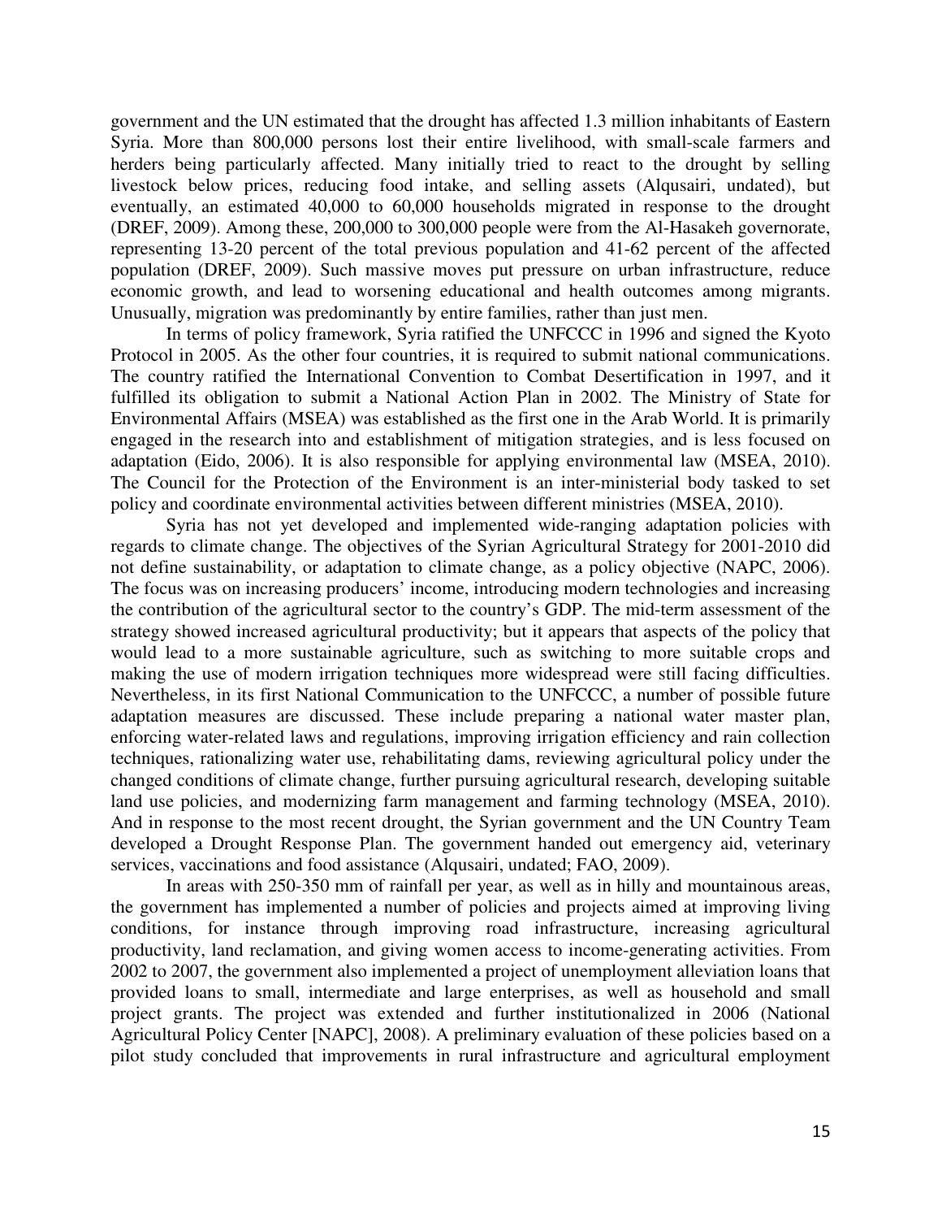government and the UN estimated that the drought has affected 1.3 million inhabitants of Eastern Syria. More than 800,000 persons lost their entire livelihood, with small-scale farmers and herders being particularly affected. Many initially tried to react to the drought by selling livestock below prices, reducing food intake, and selling assets (Alqusairi, undated), but eventually, an estimated 40,000 to 60,000 households migrated in response to the drought (DREF, 2009). Among these, 200,000 to 300,000 people were from the Al-Hasakeh governorate, representing 13-20 percent of the total previous population and 41-62 percent of the affected population (DREF, 2009). Such massive moves put pressure on urban infrastructure, reduce economic growth, and lead to worsening educational and health outcomes among migrants. Unusually, migration was predominantly by entire families, rather than just men.

In terms of policy framework, Syria ratified the UNFCCC in 1996 and signed the Kyoto Protocol in 2005. As the other four countries, it is required to submit national communications. The country ratified the International Convention to Combat Desertification in 1997, and it fulfilled its obligation to submit a National Action Plan in 2002. The Ministry of State for Environmental Affairs (MSEA) was established as the first one in the Arab World. It is primarily engaged in the research into and establishment of mitigation strategies, and is less focused on adaptation (Eido, 2006). It is also responsible for applying environmental law (MSEA, 2010). The Council for the Protection of the Environment is an inter-ministerial body tasked to set policy and coordinate environmental activities between different ministries (MSEA, 2010).

Syria has not yet developed and implemented wide-ranging adaptation policies with regards to climate change. The objectives of the Syrian Agricultural Strategy for 2001-2010 did not define sustainability, or adaptation to climate change, as a policy objective (NAPC, 2006). The focus was on increasing producers' income, introducing modern technologies and increasing the contribution of the agricultural sector to the country's GDP. The mid-term assessment of the strategy showed increased agricultural productivity; but it appears that aspects of the policy that would lead to a more sustainable agriculture, such as switching to more suitable crops and making the use of modern irrigation techniques more widespread were still facing difficulties. Nevertheless, in its first National Communication to the UNFCCC, a number of possible future adaptation measures are discussed. These include preparing a national water master plan, enforcing water-related laws and regulations, improving irrigation efficiency and rain collection techniques, rationalizing water use, rehabilitating dams, reviewing agricultural policy under the changed conditions of climate change, further pursuing agricultural research, developing suitable land use policies, and modernizing farm management and farming technology (MSEA, 2010). And in response to the most recent drought, the Syrian government and the UN Country Team developed a Drought Response Plan. The government handed out emergency aid, veterinary services, vaccinations and food assistance (Alqusairi, undated; FAO, 2009).

In areas with 250-350 mm of rainfall per year, as well as in hilly and mountainous areas, the government has implemented a number of policies and projects aimed at improving living conditions, for instance through improving road infrastructure, increasing agricultural productivity, land reclamation, and giving women access to income-generating activities. From 2002 to 2007, the government also implemented a project of unemployment alleviation loans that provided loans to small, intermediate and large enterprises, as well as household and small project grants. The project was extended and further institutionalized in 2006 (National Agricultural Policy Center [NAPC], 2008). A preliminary evaluation of these policies based on a pilot study concluded that improvements in rural infrastructure and agricultural employment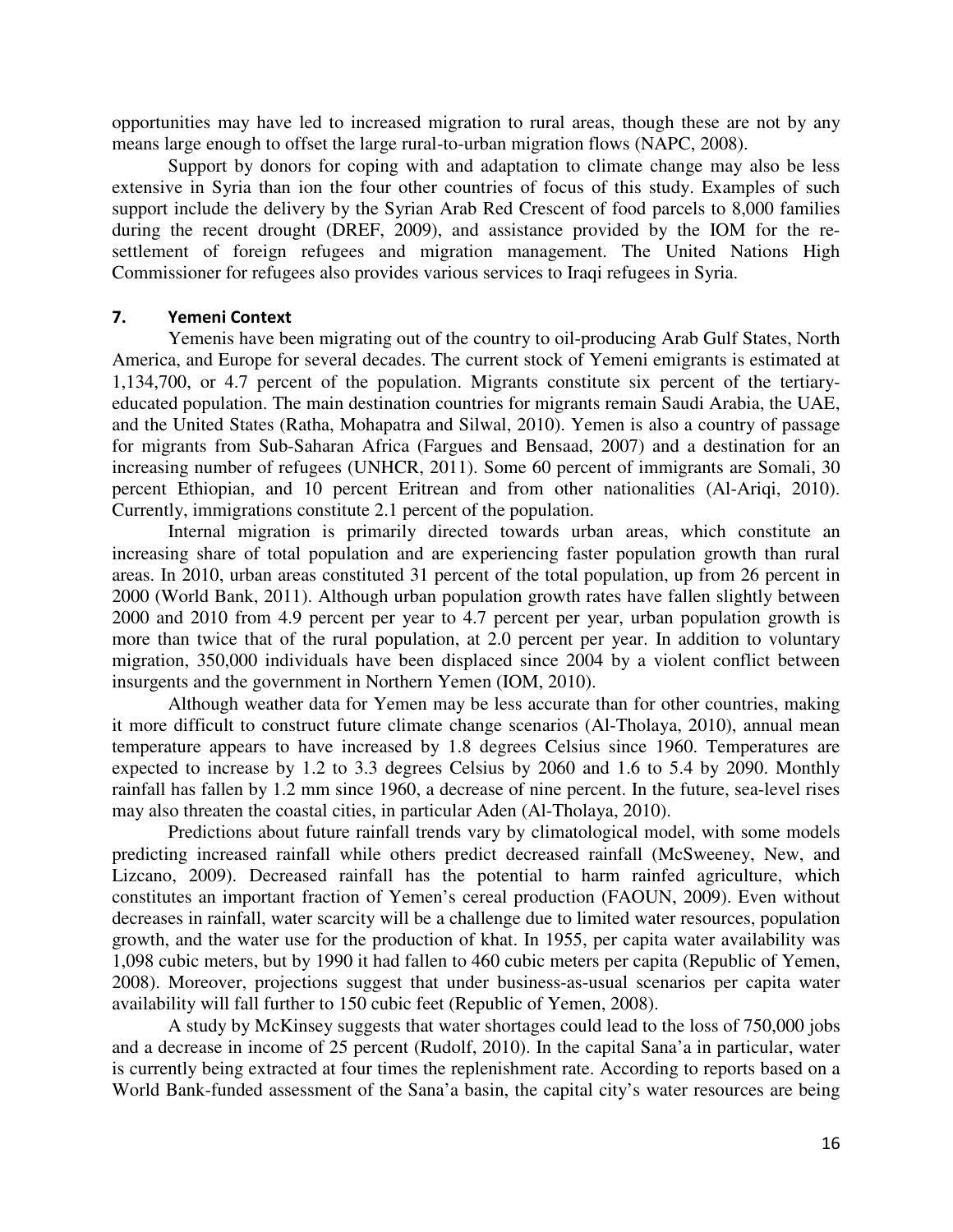opportunities may have led to increased migration to rural areas, though these are not by any means large enough to offset the large rural-to-urban migration flows (NAPC, 2008).

Support by donors for coping with and adaptation to climate change may also be less extensive in Syria than ion the four other countries of focus of this study. Examples of such support include the delivery by the Syrian Arab Red Crescent of food parcels to 8,000 families during the recent drought (DREF, 2009), and assistance provided by the IOM for the re-settlement of foreign refugees and migration management. The United Nations High Commissioner for refugees also provides various services to Iraqi refugees in Syria.

## 7. Yemeni Context

Yemenis have been migrating out of the country to oil-producing Arab Gulf States, North America, and Europe for several decades. The current stock of Yemeni emigrants is estimated at 1,134,700, or 4.7 percent of the population. Migrants constitute six percent of the tertiary-educated population. The main destination countries for migrants remain Saudi Arabia, the UAE, and the United States (Ratha, Mohapatra and Silwal, 2010). Yemen is also a country of passage for migrants from Sub-Saharan Africa (Fargues and Bensaad, 2007) and a destination for an increasing number of refugees (UNHCR, 2011). Some 60 percent of immigrants are Somali, 30 percent Ethiopian, and 10 percent Eritrean and from other nationalities (Al-Ariqi, 2010). Currently, immigrations constitute 2.1 percent of the population.

Internal migration is primarily directed towards urban areas, which constitute an increasing share of total population and are experiencing faster population growth than rural areas. In 2010, urban areas constituted 31 percent of the total population, up from 26 percent in 2000 (World Bank, 2011). Although urban population growth rates have fallen slightly between 2000 and 2010 from 4.9 percent per year to 4.7 percent per year, urban population growth is more than twice that of the rural population, at 2.0 percent per year. In addition to voluntary migration, 350,000 individuals have been displaced since 2004 by a violent conflict between insurgents and the government in Northern Yemen (IOM, 2010).

Although weather data for Yemen may be less accurate than for other countries, making it more difficult to construct future climate change scenarios (Al-Tholaya, 2010), annual mean temperature appears to have increased by 1.8 degrees Celsius since 1960. Temperatures are expected to increase by 1.2 to 3.3 degrees Celsius by 2060 and 1.6 to 5.4 by 2090. Monthly rainfall has fallen by 1.2 mm since 1960, a decrease of nine percent. In the future, sea-level rises may also threaten the coastal cities, in particular Aden (Al-Tholaya, 2010).

Predictions about future rainfall trends vary by climatological model, with some models predicting increased rainfall while others predict decreased rainfall (McSweeney, New, and Lizcano, 2009). Decreased rainfall has the potential to harm rainfed agriculture, which constitutes an important fraction of Yemen's cereal production (FAOUN, 2009). Even without decreases in rainfall, water scarcity will be a challenge due to limited water resources, population growth, and the water use for the production of khat. In 1955, per capita water availability was 1,098 cubic meters, but by 1990 it had fallen to 460 cubic meters per capita (Republic of Yemen, 2008). Moreover, projections suggest that under business-as-usual scenarios per capita water availability will fall further to 150 cubic feet (Republic of Yemen, 2008).

A study by McKinsey suggests that water shortages could lead to the loss of 750,000 jobs and a decrease in income of 25 percent (Rudolf, 2010). In the capital Sana'a in particular, water is currently being extracted at four times the replenishment rate. According to reports based on a World Bank-funded assessment of the Sana'a basin, the capital city's water resources are being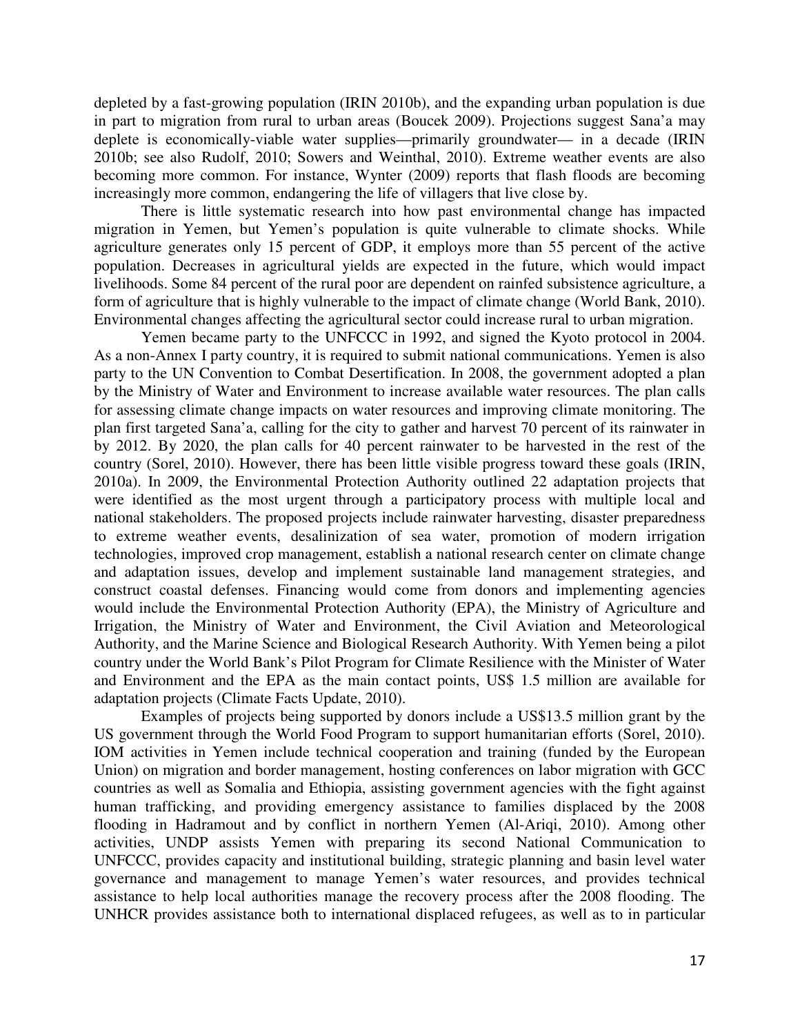depleted by a fast-growing population (IRIN 2010b), and the expanding urban population is due in part to migration from rural to urban areas (Boucek 2009). Projections suggest Sana'a may deplete is economically-viable water supplies—primarily groundwater— in a decade (IRIN 2010b; see also Rudolf, 2010; Sowers and Weinthal, 2010). Extreme weather events are also becoming more common. For instance, Wynter (2009) reports that flash floods are becoming increasingly more common, endangering the life of villagers that live close by.

There is little systematic research into how past environmental change has impacted migration in Yemen, but Yemen's population is quite vulnerable to climate shocks. While agriculture generates only 15 percent of GDP, it employs more than 55 percent of the active population. Decreases in agricultural yields are expected in the future, which would impact livelihoods. Some 84 percent of the rural poor are dependent on rainfed subsistence agriculture, a form of agriculture that is highly vulnerable to the impact of climate change (World Bank, 2010). Environmental changes affecting the agricultural sector could increase rural to urban migration.

Yemen became party to the UNFCCC in 1992, and signed the Kyoto protocol in 2004. As a non-Annex I party country, it is required to submit national communications. Yemen is also party to the UN Convention to Combat Desertification. In 2008, the government adopted a plan by the Ministry of Water and Environment to increase available water resources. The plan calls for assessing climate change impacts on water resources and improving climate monitoring. The plan first targeted Sana'a, calling for the city to gather and harvest 70 percent of its rainwater in by 2012. By 2020, the plan calls for 40 percent rainwater to be harvested in the rest of the country (Sorel, 2010). However, there has been little visible progress toward these goals (IRIN, 2010a). In 2009, the Environmental Protection Authority outlined 22 adaptation projects that were identified as the most urgent through a participatory process with multiple local and national stakeholders. The proposed projects include rainwater harvesting, disaster preparedness to extreme weather events, desalinization of sea water, promotion of modern irrigation technologies, improved crop management, establish a national research center on climate change and adaptation issues, develop and implement sustainable land management strategies, and construct coastal defenses. Financing would come from donors and implementing agencies would include the Environmental Protection Authority (EPA), the Ministry of Agriculture and Irrigation, the Ministry of Water and Environment, the Civil Aviation and Meteorological Authority, and the Marine Science and Biological Research Authority. With Yemen being a pilot country under the World Bank's Pilot Program for Climate Resilience with the Minister of Water and Environment and the EPA as the main contact points, US$ 1.5 million are available for adaptation projects (Climate Facts Update, 2010).

Examples of projects being supported by donors include a US$13.5 million grant by the US government through the World Food Program to support humanitarian efforts (Sorel, 2010). IOM activities in Yemen include technical cooperation and training (funded by the European Union) on migration and border management, hosting conferences on labor migration with GCC countries as well as Somalia and Ethiopia, assisting government agencies with the fight against human trafficking, and providing emergency assistance to families displaced by the 2008 flooding in Hadramout and by conflict in northern Yemen (Al-Ariqi, 2010). Among other activities, UNDP assists Yemen with preparing its second National Communication to UNFCCC, provides capacity and institutional building, strategic planning and basin level water governance and management to manage Yemen's water resources, and provides technical assistance to help local authorities manage the recovery process after the 2008 flooding. The UNHCR provides assistance both to international displaced refugees, as well as to in particular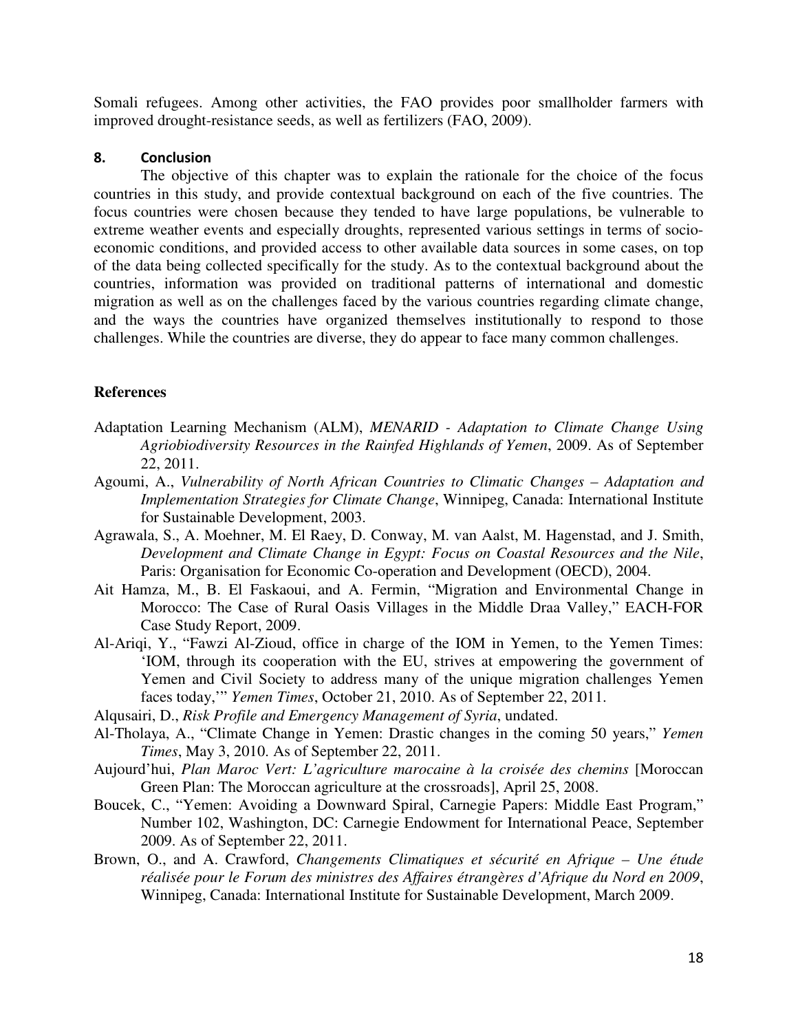Somali refugees. Among other activities, the FAO provides poor smallholder farmers with improved drought-resistance seeds, as well as fertilizers (FAO, 2009).

## 8. Conclusion

The objective of this chapter was to explain the rationale for the choice of the focus countries in this study, and provide contextual background on each of the five countries. The focus countries were chosen because they tended to have large populations, be vulnerable to extreme weather events and especially droughts, represented various settings in terms of socio-economic conditions, and provided access to other available data sources in some cases, on top of the data being collected specifically for the study. As to the contextual background about the countries, information was provided on traditional patterns of international and domestic migration as well as on the challenges faced by the various countries regarding climate change, and the ways the countries have organized themselves institutionally to respond to those challenges. While the countries are diverse, they do appear to face many common challenges.

## References

Adaptation Learning Mechanism (ALM), *MENARID - Adaptation to Climate Change Using Agriobiodiversity Resources in the Rainfed Highlands of Yemen*, 2009. As of September 22, 2011.

Agoumi, A., *Vulnerability of North African Countries to Climatic Changes – Adaptation and Implementation Strategies for Climate Change*, Winnipeg, Canada: International Institute for Sustainable Development, 2003.

Agrawala, S., A. Moehner, M. El Raey, D. Conway, M. van Aalst, M. Hagenstad, and J. Smith, *Development and Climate Change in Egypt: Focus on Coastal Resources and the Nile*, Paris: Organisation for Economic Co-operation and Development (OECD), 2004.

Ait Hamza, M., B. El Faskaoui, and A. Fermin, "Migration and Environmental Change in Morocco: The Case of Rural Oasis Villages in the Middle Draa Valley," EACH-FOR Case Study Report, 2009.

Al-Ariqi, Y., "Fawzi Al-Zioud, office in charge of the IOM in Yemen, to the Yemen Times: 'IOM, through its cooperation with the EU, strives at empowering the government of Yemen and Civil Society to address many of the unique migration challenges Yemen faces today,'" *Yemen Times*, October 21, 2010. As of September 22, 2011.

Alqusairi, D., *Risk Profile and Emergency Management of Syria*, undated.

Al-Tholaya, A., "Climate Change in Yemen: Drastic changes in the coming 50 years," *Yemen Times*, May 3, 2010. As of September 22, 2011.

Aujourd'hui, *Plan Maroc Vert: L'agriculture marocaine à la croisée des chemins* [Moroccan Green Plan: The Moroccan agriculture at the crossroads], April 25, 2008.

Boucek, C., "Yemen: Avoiding a Downward Spiral, Carnegie Papers: Middle East Program," Number 102, Washington, DC: Carnegie Endowment for International Peace, September 2009. As of September 22, 2011.

Brown, O., and A. Crawford, *Changements Climatiques et sécurité en Afrique – Une étude réalisée pour le Forum des ministres des Affaires étrangères d'Afrique du Nord en 2009*, Winnipeg, Canada: International Institute for Sustainable Development, March 2009.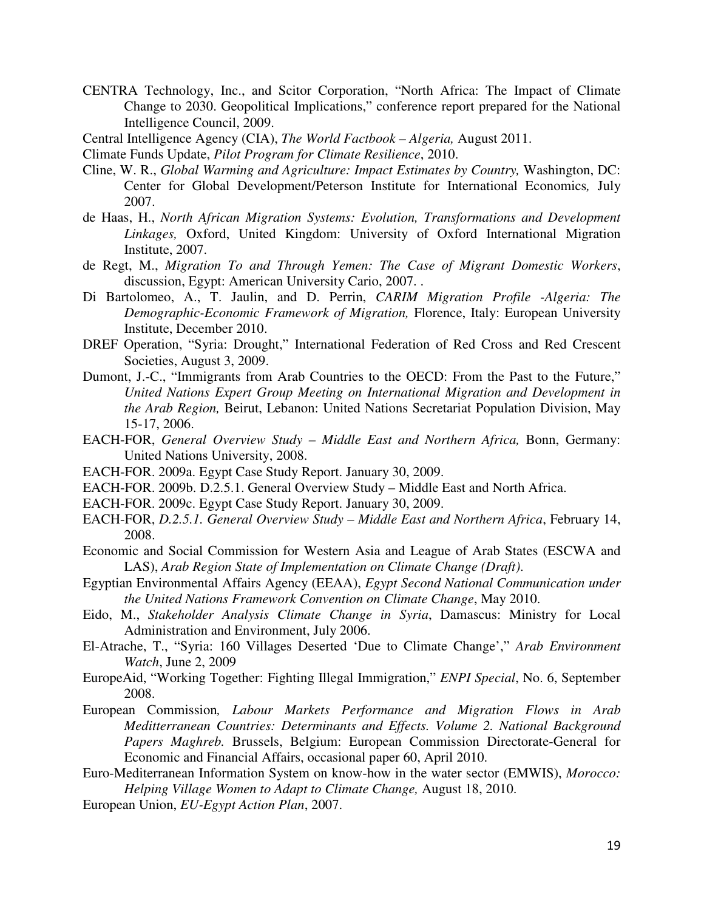CENTRA Technology, Inc., and Scitor Corporation, "North Africa: The Impact of Climate Change to 2030. Geopolitical Implications," conference report prepared for the National Intelligence Council, 2009.

Central Intelligence Agency (CIA), *The World Factbook – Algeria,* August 2011.

Climate Funds Update, *Pilot Program for Climate Resilience*, 2010.

Cline, W. R., *Global Warming and Agriculture: Impact Estimates by Country,* Washington, DC: Center for Global Development/Peterson Institute for International Economics*,* July 2007.

de Haas, H., *North African Migration Systems: Evolution, Transformations and Development Linkages,* Oxford, United Kingdom: University of Oxford International Migration Institute, 2007.

de Regt, M., *Migration To and Through Yemen: The Case of Migrant Domestic Workers*, discussion, Egypt: American University Cario, 2007. .

Di Bartolomeo, A., T. Jaulin, and D. Perrin, *CARIM Migration Profile -Algeria: The Demographic-Economic Framework of Migration,* Florence, Italy: European University Institute, December 2010.

DREF Operation, "Syria: Drought," International Federation of Red Cross and Red Crescent Societies, August 3, 2009.

Dumont, J.-C., "Immigrants from Arab Countries to the OECD: From the Past to the Future," *United Nations Expert Group Meeting on International Migration and Development in the Arab Region,* Beirut, Lebanon: United Nations Secretariat Population Division, May 15-17, 2006.

EACH-FOR, *General Overview Study – Middle East and Northern Africa,* Bonn, Germany: United Nations University, 2008.

EACH-FOR. 2009a. Egypt Case Study Report. January 30, 2009.

EACH-FOR. 2009b. D.2.5.1. General Overview Study – Middle East and North Africa.

EACH-FOR. 2009c. Egypt Case Study Report. January 30, 2009.

EACH-FOR, *D.2.5.1. General Overview Study – Middle East and Northern Africa*, February 14, 2008.

Economic and Social Commission for Western Asia and League of Arab States (ESCWA and LAS), *Arab Region State of Implementation on Climate Change (Draft)*.

Egyptian Environmental Affairs Agency (EEAA), *Egypt Second National Communication under the United Nations Framework Convention on Climate Change*, May 2010.

Eido, M., *Stakeholder Analysis Climate Change in Syria*, Damascus: Ministry for Local Administration and Environment, July 2006.

El-Atrache, T., "Syria: 160 Villages Deserted 'Due to Climate Change'," *Arab Environment Watch*, June 2, 2009

EuropeAid, "Working Together: Fighting Illegal Immigration," *ENPI Special*, No. 6, September 2008.

European Commission*, Labour Markets Performance and Migration Flows in Arab Meditterranean Countries: Determinants and Effects. Volume 2. National Background Papers Maghreb.* Brussels, Belgium: European Commission Directorate-General for Economic and Financial Affairs, occasional paper 60, April 2010.

Euro-Mediterranean Information System on know-how in the water sector (EMWIS), *Morocco: Helping Village Women to Adapt to Climate Change,* August 18, 2010.

European Union, *EU-Egypt Action Plan*, 2007.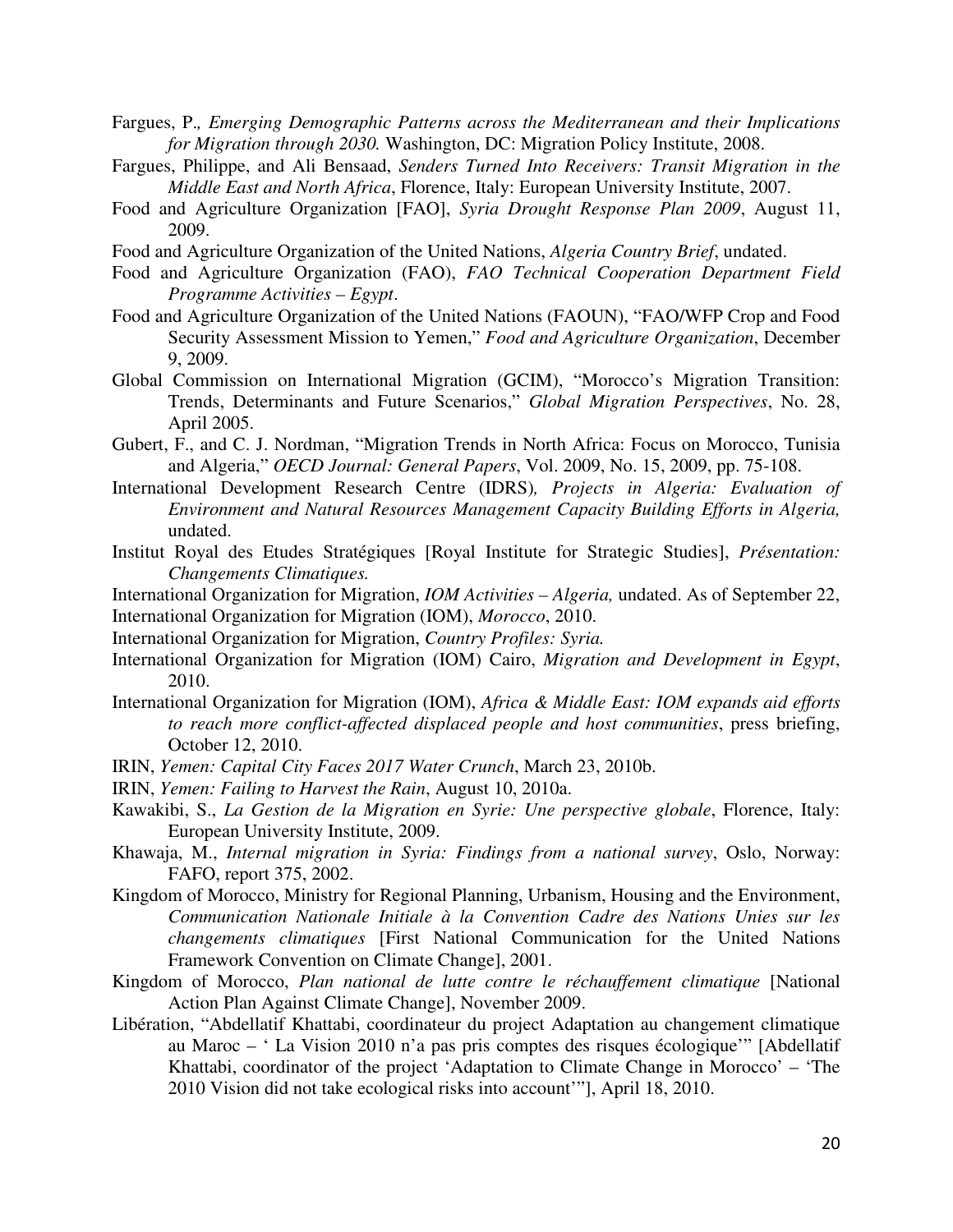Fargues, P.*, Emerging Demographic Patterns across the Mediterranean and their Implications for Migration through 2030.* Washington, DC: Migration Policy Institute, 2008.

Fargues, Philippe, and Ali Bensaad, *Senders Turned Into Receivers: Transit Migration in the Middle East and North Africa*, Florence, Italy: European University Institute, 2007.

Food and Agriculture Organization [FAO], *Syria Drought Response Plan 2009*, August 11, 2009.

Food and Agriculture Organization of the United Nations, *Algeria Country Brief*, undated.

Food and Agriculture Organization (FAO), *FAO Technical Cooperation Department Field Programme Activities – Egypt*.

Food and Agriculture Organization of the United Nations (FAOUN), "FAO/WFP Crop and Food Security Assessment Mission to Yemen," *Food and Agriculture Organization*, December 9, 2009.

Global Commission on International Migration (GCIM), "Morocco's Migration Transition: Trends, Determinants and Future Scenarios," *Global Migration Perspectives*, No. 28, April 2005.

Gubert, F., and C. J. Nordman, "Migration Trends in North Africa: Focus on Morocco, Tunisia and Algeria," *OECD Journal: General Papers*, Vol. 2009, No. 15, 2009, pp. 75-108.

International Development Research Centre (IDRS)*, Projects in Algeria: Evaluation of Environment and Natural Resources Management Capacity Building Efforts in Algeria,* undated.

Institut Royal des Etudes Stratégiques [Royal Institute for Strategic Studies], *Présentation: Changements Climatiques.*

International Organization for Migration, *IOM Activities – Algeria,* undated. As of September 22,

International Organization for Migration (IOM), *Morocco*, 2010.

International Organization for Migration, *Country Profiles: Syria.*

International Organization for Migration (IOM) Cairo, *Migration and Development in Egypt*, 2010.

International Organization for Migration (IOM), *Africa & Middle East: IOM expands aid efforts to reach more conflict-affected displaced people and host communities*, press briefing, October 12, 2010.

IRIN, *Yemen: Capital City Faces 2017 Water Crunch*, March 23, 2010b.

IRIN, *Yemen: Failing to Harvest the Rain*, August 10, 2010a.

Kawakibi, S., *La Gestion de la Migration en Syrie: Une perspective globale*, Florence, Italy: European University Institute, 2009.

Khawaja, M., *Internal migration in Syria: Findings from a national survey*, Oslo, Norway: FAFO, report 375, 2002.

Kingdom of Morocco, Ministry for Regional Planning, Urbanism, Housing and the Environment, *Communication Nationale Initiale à la Convention Cadre des Nations Unies sur les changements climatiques* [First National Communication for the United Nations Framework Convention on Climate Change], 2001.

Kingdom of Morocco, *Plan national de lutte contre le réchauffement climatique* [National Action Plan Against Climate Change], November 2009.

Libération, "Abdellatif Khattabi, coordinateur du project Adaptation au changement climatique au Maroc – ' La Vision 2010 n'a pas pris comptes des risques écologique'" [Abdellatif Khattabi, coordinator of the project 'Adaptation to Climate Change in Morocco' – 'The 2010 Vision did not take ecological risks into account'"], April 18, 2010.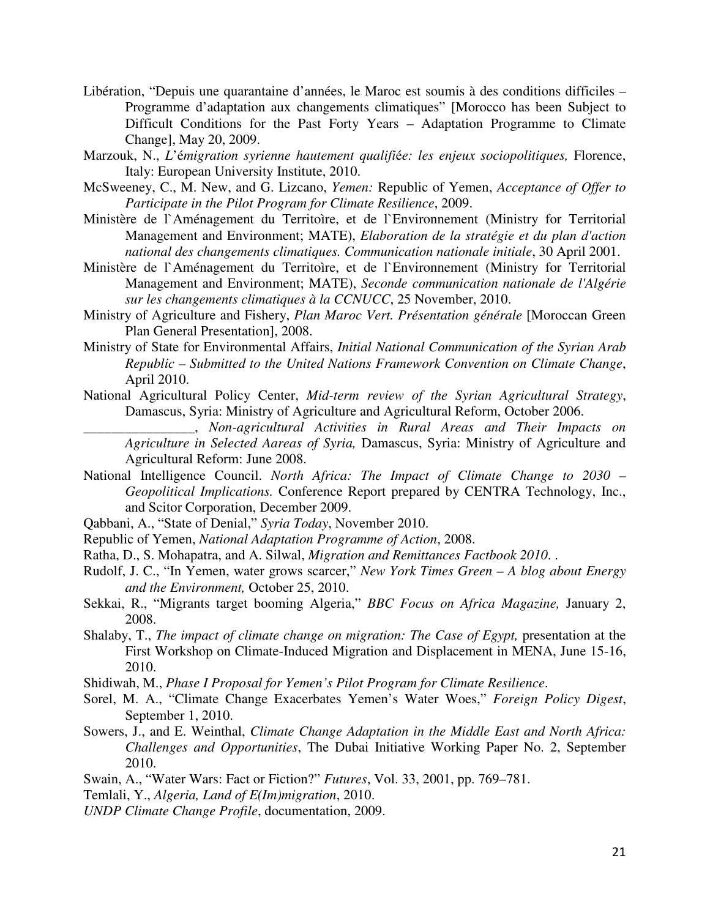Libération, "Depuis une quarantaine d'années, le Maroc est soumis à des conditions difficiles – Programme d'adaptation aux changements climatiques" [Morocco has been Subject to Difficult Conditions for the Past Forty Years – Adaptation Programme to Climate Change], May 20, 2009.

Marzouk, N., *L'émigration syrienne hautement qualifiée: les enjeux sociopolitiques,* Florence, Italy: European University Institute, 2010.

McSweeney, C., M. New, and G. Lizcano, *Yemen:* Republic of Yemen, *Acceptance of Offer to Participate in the Pilot Program for Climate Resilience*, 2009.

Ministère de l`Aménagement du Territoìre, et de l`Environnement (Ministry for Territorial Management and Environment; MATE), *Elaboration de la stratégie et du plan d'action national des changements climatiques. Communication nationale initiale*, 30 April 2001.

Ministère de l`Aménagement du Territoìre, et de l`Environnement (Ministry for Territorial Management and Environment; MATE), *Seconde communication nationale de l'Algérie sur les changements climatiques à la CCNUCC*, 25 November, 2010.

Ministry of Agriculture and Fishery, *Plan Maroc Vert. Présentation générale* [Moroccan Green Plan General Presentation], 2008.

Ministry of State for Environmental Affairs, *Initial National Communication of the Syrian Arab Republic – Submitted to the United Nations Framework Convention on Climate Change*, April 2010.

National Agricultural Policy Center, *Mid-term review of the Syrian Agricultural Strategy*, Damascus, Syria: Ministry of Agriculture and Agricultural Reform, October 2006.

________________, *Non-agricultural Activities in Rural Areas and Their Impacts on Agriculture in Selected Aareas of Syria,* Damascus, Syria: Ministry of Agriculture and Agricultural Reform: June 2008.

National Intelligence Council. *North Africa: The Impact of Climate Change to 2030 – Geopolitical Implications.* Conference Report prepared by CENTRA Technology, Inc., and Scitor Corporation, December 2009.

Qabbani, A., "State of Denial," *Syria Today*, November 2010.

Republic of Yemen, *National Adaptation Programme of Action*, 2008.

Ratha, D., S. Mohapatra, and A. Silwal, *Migration and Remittances Factbook 2010.* .

Rudolf, J. C., "In Yemen, water grows scarcer," *New York Times Green – A blog about Energy and the Environment,* October 25, 2010.

Sekkai, R., "Migrants target booming Algeria," *BBC Focus on Africa Magazine,* January 2, 2008.

Shalaby, T., *The impact of climate change on migration: The Case of Egypt,* presentation at the First Workshop on Climate-Induced Migration and Displacement in MENA, June 15-16, 2010.

Shidiwah, M., *Phase I Proposal for Yemen's Pilot Program for Climate Resilience*.

Sorel, M. A., "Climate Change Exacerbates Yemen's Water Woes," *Foreign Policy Digest*, September 1, 2010.

Sowers, J., and E. Weinthal, *Climate Change Adaptation in the Middle East and North Africa: Challenges and Opportunities*, The Dubai Initiative Working Paper No. 2, September 2010.

Swain, A., "Water Wars: Fact or Fiction?" *Futures*, Vol. 33, 2001, pp. 769–781.

Temlali, Y., *Algeria, Land of E(Im)migration*, 2010.

*UNDP Climate Change Profile*, documentation, 2009.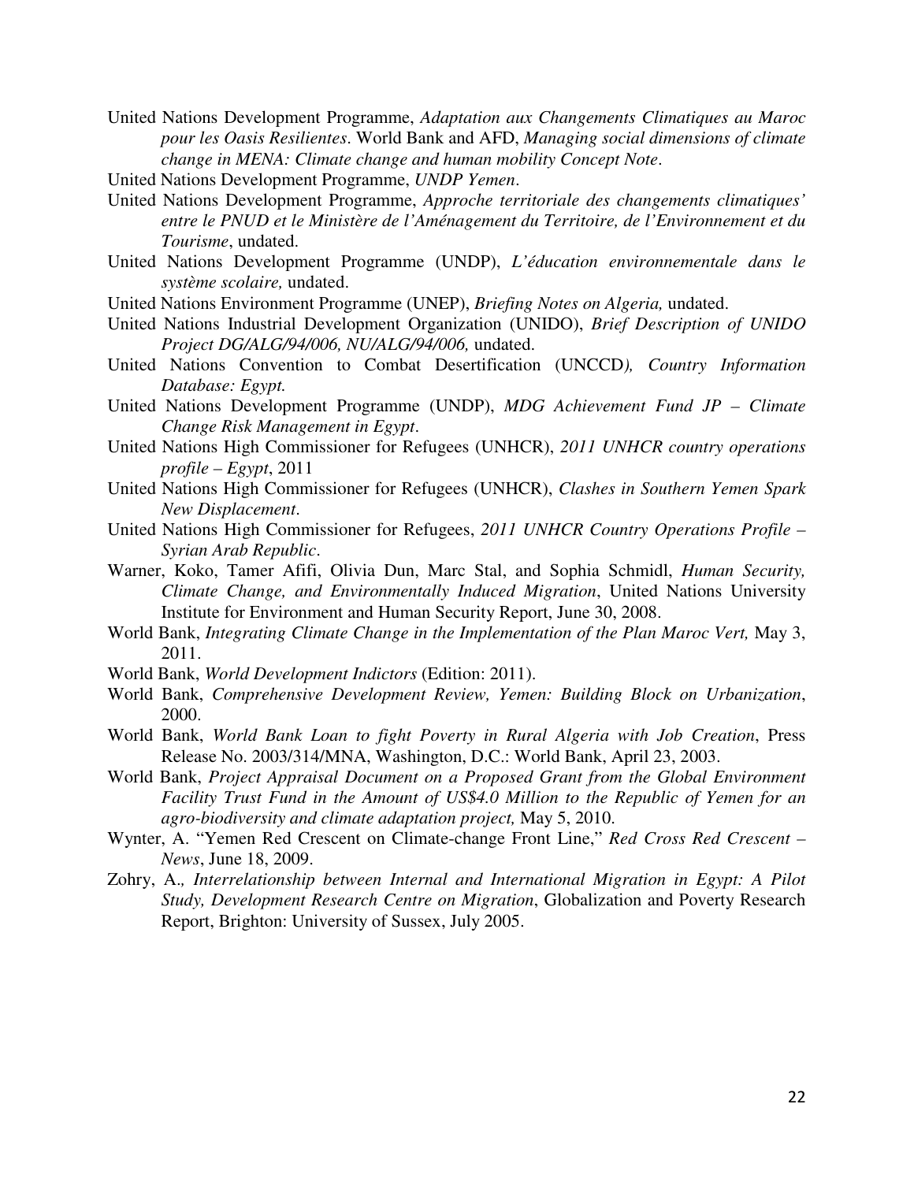United Nations Development Programme, *Adaptation aux Changements Climatiques au Maroc pour les Oasis Resilientes*. World Bank and AFD, *Managing social dimensions of climate change in MENA: Climate change and human mobility Concept Note*.

United Nations Development Programme, *UNDP Yemen*.

United Nations Development Programme, *Approche territoriale des changements climatiques' entre le PNUD et le Ministère de l'Aménagement du Territoire, de l'Environnement et du Tourisme*, undated.

United Nations Development Programme (UNDP), *L'éducation environnementale dans le système scolaire,* undated.

United Nations Environment Programme (UNEP), *Briefing Notes on Algeria,* undated.

United Nations Industrial Development Organization (UNIDO), *Brief Description of UNIDO Project DG/ALG/94/006, NU/ALG/94/006,* undated.

United Nations Convention to Combat Desertification (UNCCD*), Country Information Database: Egypt.*

United Nations Development Programme (UNDP), *MDG Achievement Fund JP – Climate Change Risk Management in Egypt*.

United Nations High Commissioner for Refugees (UNHCR), *2011 UNHCR country operations profile – Egypt*, 2011

United Nations High Commissioner for Refugees (UNHCR), *Clashes in Southern Yemen Spark New Displacement*.

United Nations High Commissioner for Refugees, *2011 UNHCR Country Operations Profile – Syrian Arab Republic*.

Warner, Koko, Tamer Afifi, Olivia Dun, Marc Stal, and Sophia Schmidl, *Human Security, Climate Change, and Environmentally Induced Migration*, United Nations University Institute for Environment and Human Security Report, June 30, 2008.

World Bank, *Integrating Climate Change in the Implementation of the Plan Maroc Vert,* May 3, 2011.

World Bank, *World Development Indictors* (Edition: 2011).

World Bank, *Comprehensive Development Review, Yemen: Building Block on Urbanization*, 2000.

World Bank, *World Bank Loan to fight Poverty in Rural Algeria with Job Creation*, Press Release No. 2003/314/MNA, Washington, D.C.: World Bank, April 23, 2003.

World Bank, *Project Appraisal Document on a Proposed Grant from the Global Environment Facility Trust Fund in the Amount of US$4.0 Million to the Republic of Yemen for an agro-biodiversity and climate adaptation project,* May 5, 2010.

Wynter, A. "Yemen Red Crescent on Climate-change Front Line," *Red Cross Red Crescent – News*, June 18, 2009.

Zohry, A.*, Interrelationship between Internal and International Migration in Egypt: A Pilot Study, Development Research Centre on Migration*, Globalization and Poverty Research Report, Brighton: University of Sussex, July 2005.